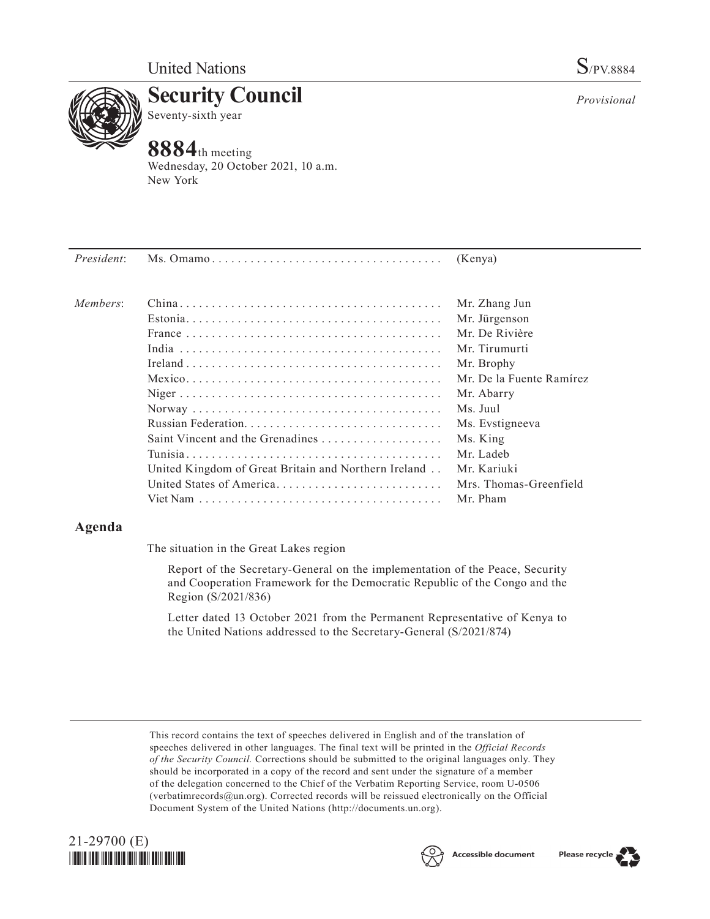United Nations

S/PV.8884

# Security Council

Seventy-sixth year

*Provisional*

**8884**th meeting
Wednesday, 20 October 2021, 10 a.m.
New York

| | | |
|---|---|---|
| *President*: | Ms. Omamo | (Kenya) |
| *Members*: | China | Mr. Zhang Jun |
| | Estonia | Mr. Jürgenson |
| | France | Mr. De Rivière |
| | India | Mr. Tirumurti |
| | Ireland | Mr. Brophy |
| | Mexico | Mr. De la Fuente Ramírez |
| | Niger | Mr. Abarry |
| | Norway | Ms. Juul |
| | Russian Federation | Ms. Evstigneeva |
| | Saint Vincent and the Grenadines | Ms. King |
| | Tunisia | Mr. Ladeb |
| | United Kingdom of Great Britain and Northern Ireland | Mr. Kariuki |
| | United States of America | Mrs. Thomas-Greenfield |
| | Viet Nam | Mr. Pham |

## Agenda

The situation in the Great Lakes region

Report of the Secretary-General on the implementation of the Peace, Security and Cooperation Framework for the Democratic Republic of the Congo and the Region (S/2021/836)

Letter dated 13 October 2021 from the Permanent Representative of Kenya to the United Nations addressed to the Secretary-General (S/2021/874)

This record contains the text of speeches delivered in English and of the translation of speeches delivered in other languages. The final text will be printed in the *Official Records of the Security Council.* Corrections should be submitted to the original languages only. They should be incorporated in a copy of the record and sent under the signature of a member of the delegation concerned to the Chief of the Verbatim Reporting Service, room U-0506 (verbatimrecords@un.org). Corrected records will be reissued electronically on the Official Document System of the United Nations (http://documents.un.org).

21-29700 (E)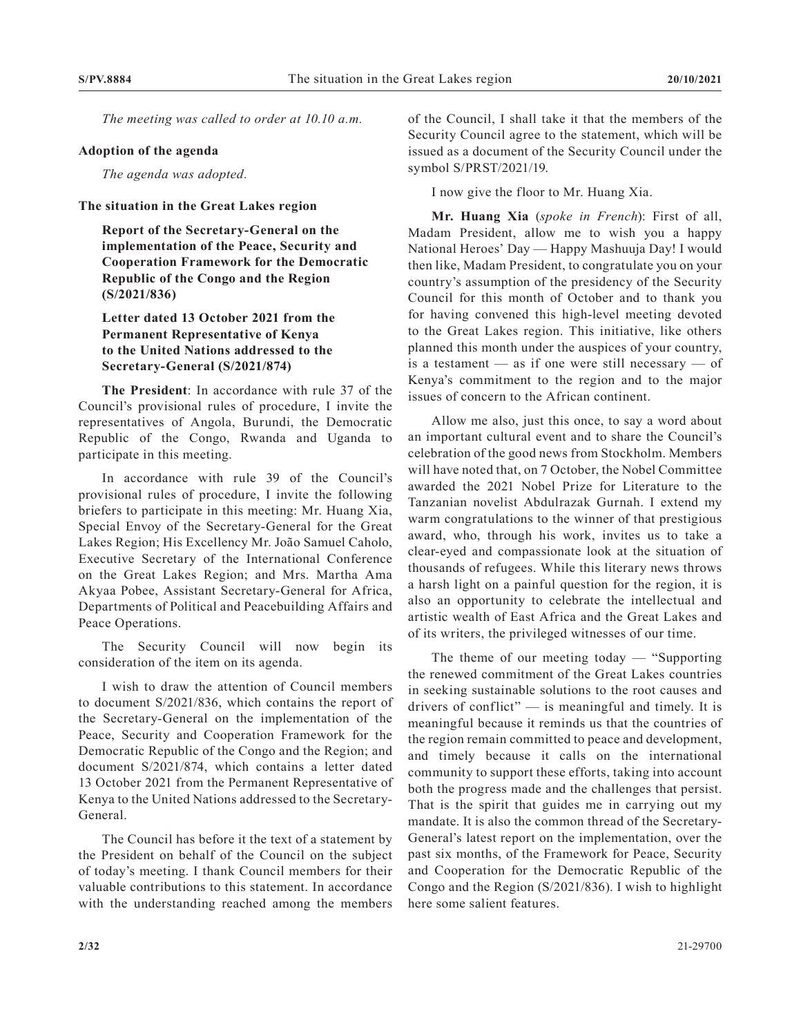*The meeting was called to order at 10.10 a.m.*

**Adoption of the agenda**

*The agenda was adopted.*

**The situation in the Great Lakes region**

**Report of the Secretary-General on the implementation of the Peace, Security and Cooperation Framework for the Democratic Republic of the Congo and the Region (S/2021/836)**

**Letter dated 13 October 2021 from the Permanent Representative of Kenya to the United Nations addressed to the Secretary-General (S/2021/874)**

**The President**: In accordance with rule 37 of the Council's provisional rules of procedure, I invite the representatives of Angola, Burundi, the Democratic Republic of the Congo, Rwanda and Uganda to participate in this meeting.

In accordance with rule 39 of the Council's provisional rules of procedure, I invite the following briefers to participate in this meeting: Mr. Huang Xia, Special Envoy of the Secretary-General for the Great Lakes Region; His Excellency Mr. João Samuel Caholo, Executive Secretary of the International Conference on the Great Lakes Region; and Mrs. Martha Ama Akyaa Pobee, Assistant Secretary-General for Africa, Departments of Political and Peacebuilding Affairs and Peace Operations.

The Security Council will now begin its consideration of the item on its agenda.

I wish to draw the attention of Council members to document S/2021/836, which contains the report of the Secretary-General on the implementation of the Peace, Security and Cooperation Framework for the Democratic Republic of the Congo and the Region; and document S/2021/874, which contains a letter dated 13 October 2021 from the Permanent Representative of Kenya to the United Nations addressed to the Secretary-General.

The Council has before it the text of a statement by the President on behalf of the Council on the subject of today's meeting. I thank Council members for their valuable contributions to this statement. In accordance with the understanding reached among the members of the Council, I shall take it that the members of the Security Council agree to the statement, which will be issued as a document of the Security Council under the symbol S/PRST/2021/19.

I now give the floor to Mr. Huang Xia.

**Mr. Huang Xia** (*spoke in French*): First of all, Madam President, allow me to wish you a happy National Heroes' Day — Happy Mashuuja Day! I would then like, Madam President, to congratulate you on your country's assumption of the presidency of the Security Council for this month of October and to thank you for having convened this high-level meeting devoted to the Great Lakes region. This initiative, like others planned this month under the auspices of your country, is a testament — as if one were still necessary — of Kenya's commitment to the region and to the major issues of concern to the African continent.

Allow me also, just this once, to say a word about an important cultural event and to share the Council's celebration of the good news from Stockholm. Members will have noted that, on 7 October, the Nobel Committee awarded the 2021 Nobel Prize for Literature to the Tanzanian novelist Abdulrazak Gurnah. I extend my warm congratulations to the winner of that prestigious award, who, through his work, invites us to take a clear-eyed and compassionate look at the situation of thousands of refugees. While this literary news throws a harsh light on a painful question for the region, it is also an opportunity to celebrate the intellectual and artistic wealth of East Africa and the Great Lakes and of its writers, the privileged witnesses of our time.

The theme of our meeting today — "Supporting the renewed commitment of the Great Lakes countries in seeking sustainable solutions to the root causes and drivers of conflict" — is meaningful and timely. It is meaningful because it reminds us that the countries of the region remain committed to peace and development, and timely because it calls on the international community to support these efforts, taking into account both the progress made and the challenges that persist. That is the spirit that guides me in carrying out my mandate. It is also the common thread of the Secretary-General's latest report on the implementation, over the past six months, of the Framework for Peace, Security and Cooperation for the Democratic Republic of the Congo and the Region (S/2021/836). I wish to highlight here some salient features.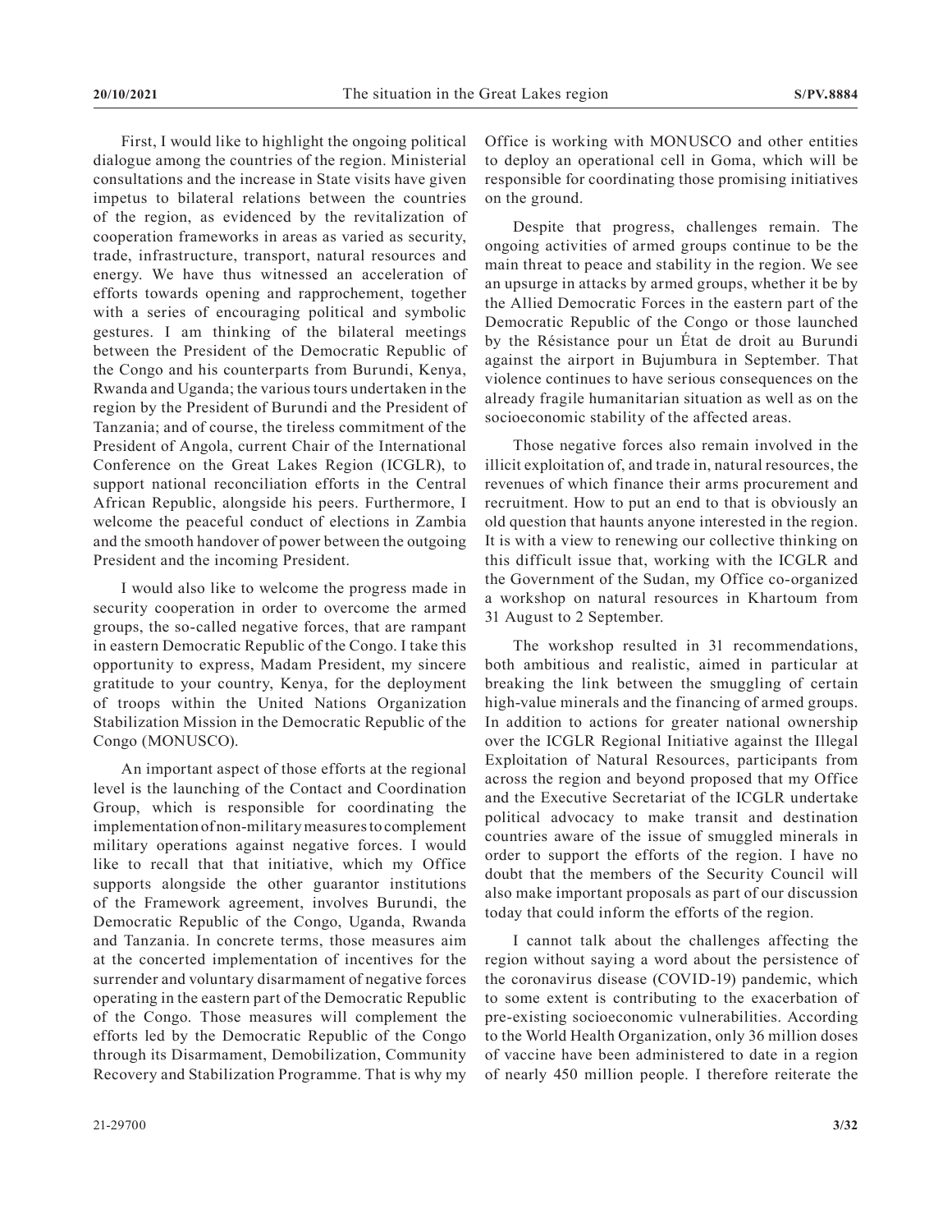First, I would like to highlight the ongoing political dialogue among the countries of the region. Ministerial consultations and the increase in State visits have given impetus to bilateral relations between the countries of the region, as evidenced by the revitalization of cooperation frameworks in areas as varied as security, trade, infrastructure, transport, natural resources and energy. We have thus witnessed an acceleration of efforts towards opening and rapprochement, together with a series of encouraging political and symbolic gestures. I am thinking of the bilateral meetings between the President of the Democratic Republic of the Congo and his counterparts from Burundi, Kenya, Rwanda and Uganda; the various tours undertaken in the region by the President of Burundi and the President of Tanzania; and of course, the tireless commitment of the President of Angola, current Chair of the International Conference on the Great Lakes Region (ICGLR), to support national reconciliation efforts in the Central African Republic, alongside his peers. Furthermore, I welcome the peaceful conduct of elections in Zambia and the smooth handover of power between the outgoing President and the incoming President.

I would also like to welcome the progress made in security cooperation in order to overcome the armed groups, the so-called negative forces, that are rampant in eastern Democratic Republic of the Congo. I take this opportunity to express, Madam President, my sincere gratitude to your country, Kenya, for the deployment of troops within the United Nations Organization Stabilization Mission in the Democratic Republic of the Congo (MONUSCO).

An important aspect of those efforts at the regional level is the launching of the Contact and Coordination Group, which is responsible for coordinating the implementation of non-military measures to complement military operations against negative forces. I would like to recall that that initiative, which my Office supports alongside the other guarantor institutions of the Framework agreement, involves Burundi, the Democratic Republic of the Congo, Uganda, Rwanda and Tanzania. In concrete terms, those measures aim at the concerted implementation of incentives for the surrender and voluntary disarmament of negative forces operating in the eastern part of the Democratic Republic of the Congo. Those measures will complement the efforts led by the Democratic Republic of the Congo through its Disarmament, Demobilization, Community Recovery and Stabilization Programme. That is why my Office is working with MONUSCO and other entities to deploy an operational cell in Goma, which will be responsible for coordinating those promising initiatives on the ground.

Despite that progress, challenges remain. The ongoing activities of armed groups continue to be the main threat to peace and stability in the region. We see an upsurge in attacks by armed groups, whether it be by the Allied Democratic Forces in the eastern part of the Democratic Republic of the Congo or those launched by the Résistance pour un État de droit au Burundi against the airport in Bujumbura in September. That violence continues to have serious consequences on the already fragile humanitarian situation as well as on the socioeconomic stability of the affected areas.

Those negative forces also remain involved in the illicit exploitation of, and trade in, natural resources, the revenues of which finance their arms procurement and recruitment. How to put an end to that is obviously an old question that haunts anyone interested in the region. It is with a view to renewing our collective thinking on this difficult issue that, working with the ICGLR and the Government of the Sudan, my Office co-organized a workshop on natural resources in Khartoum from 31 August to 2 September.

The workshop resulted in 31 recommendations, both ambitious and realistic, aimed in particular at breaking the link between the smuggling of certain high-value minerals and the financing of armed groups. In addition to actions for greater national ownership over the ICGLR Regional Initiative against the Illegal Exploitation of Natural Resources, participants from across the region and beyond proposed that my Office and the Executive Secretariat of the ICGLR undertake political advocacy to make transit and destination countries aware of the issue of smuggled minerals in order to support the efforts of the region. I have no doubt that the members of the Security Council will also make important proposals as part of our discussion today that could inform the efforts of the region.

I cannot talk about the challenges affecting the region without saying a word about the persistence of the coronavirus disease (COVID-19) pandemic, which to some extent is contributing to the exacerbation of pre-existing socioeconomic vulnerabilities. According to the World Health Organization, only 36 million doses of vaccine have been administered to date in a region of nearly 450 million people. I therefore reiterate the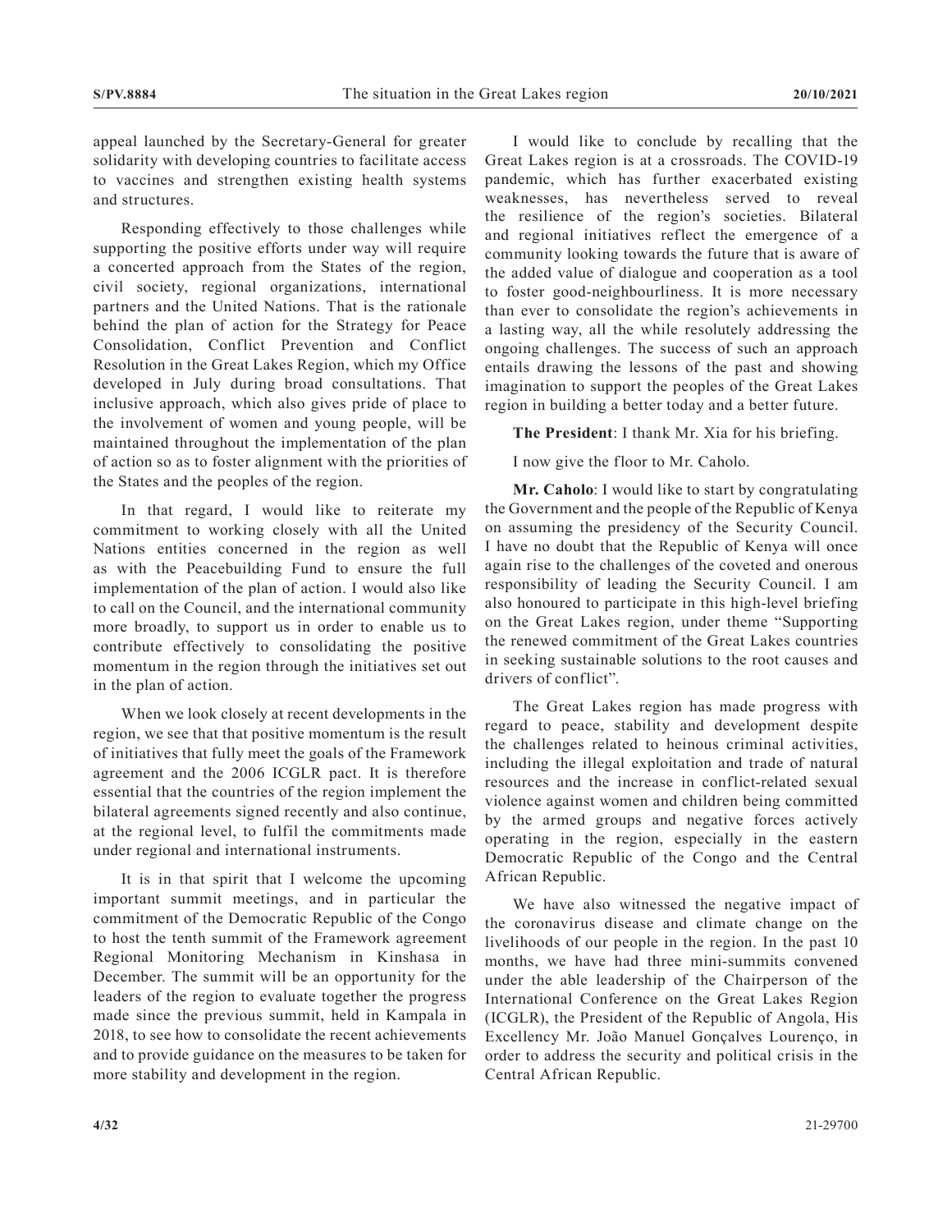appeal launched by the Secretary-General for greater solidarity with developing countries to facilitate access to vaccines and strengthen existing health systems and structures.

Responding effectively to those challenges while supporting the positive efforts under way will require a concerted approach from the States of the region, civil society, regional organizations, international partners and the United Nations. That is the rationale behind the plan of action for the Strategy for Peace Consolidation, Conflict Prevention and Conflict Resolution in the Great Lakes Region, which my Office developed in July during broad consultations. That inclusive approach, which also gives pride of place to the involvement of women and young people, will be maintained throughout the implementation of the plan of action so as to foster alignment with the priorities of the States and the peoples of the region.

In that regard, I would like to reiterate my commitment to working closely with all the United Nations entities concerned in the region as well as with the Peacebuilding Fund to ensure the full implementation of the plan of action. I would also like to call on the Council, and the international community more broadly, to support us in order to enable us to contribute effectively to consolidating the positive momentum in the region through the initiatives set out in the plan of action.

When we look closely at recent developments in the region, we see that that positive momentum is the result of initiatives that fully meet the goals of the Framework agreement and the 2006 ICGLR pact. It is therefore essential that the countries of the region implement the bilateral agreements signed recently and also continue, at the regional level, to fulfil the commitments made under regional and international instruments.

It is in that spirit that I welcome the upcoming important summit meetings, and in particular the commitment of the Democratic Republic of the Congo to host the tenth summit of the Framework agreement Regional Monitoring Mechanism in Kinshasa in December. The summit will be an opportunity for the leaders of the region to evaluate together the progress made since the previous summit, held in Kampala in 2018, to see how to consolidate the recent achievements and to provide guidance on the measures to be taken for more stability and development in the region.

I would like to conclude by recalling that the Great Lakes region is at a crossroads. The COVID-19 pandemic, which has further exacerbated existing weaknesses, has nevertheless served to reveal the resilience of the region's societies. Bilateral and regional initiatives reflect the emergence of a community looking towards the future that is aware of the added value of dialogue and cooperation as a tool to foster good-neighbourliness. It is more necessary than ever to consolidate the region's achievements in a lasting way, all the while resolutely addressing the ongoing challenges. The success of such an approach entails drawing the lessons of the past and showing imagination to support the peoples of the Great Lakes region in building a better today and a better future.

**The President**: I thank Mr. Xia for his briefing.

I now give the floor to Mr. Caholo.

**Mr. Caholo**: I would like to start by congratulating the Government and the people of the Republic of Kenya on assuming the presidency of the Security Council. I have no doubt that the Republic of Kenya will once again rise to the challenges of the coveted and onerous responsibility of leading the Security Council. I am also honoured to participate in this high-level briefing on the Great Lakes region, under theme "Supporting the renewed commitment of the Great Lakes countries in seeking sustainable solutions to the root causes and drivers of conflict".

The Great Lakes region has made progress with regard to peace, stability and development despite the challenges related to heinous criminal activities, including the illegal exploitation and trade of natural resources and the increase in conflict-related sexual violence against women and children being committed by the armed groups and negative forces actively operating in the region, especially in the eastern Democratic Republic of the Congo and the Central African Republic.

We have also witnessed the negative impact of the coronavirus disease and climate change on the livelihoods of our people in the region. In the past 10 months, we have had three mini-summits convened under the able leadership of the Chairperson of the International Conference on the Great Lakes Region (ICGLR), the President of the Republic of Angola, His Excellency Mr. João Manuel Gonçalves Lourenço, in order to address the security and political crisis in the Central African Republic.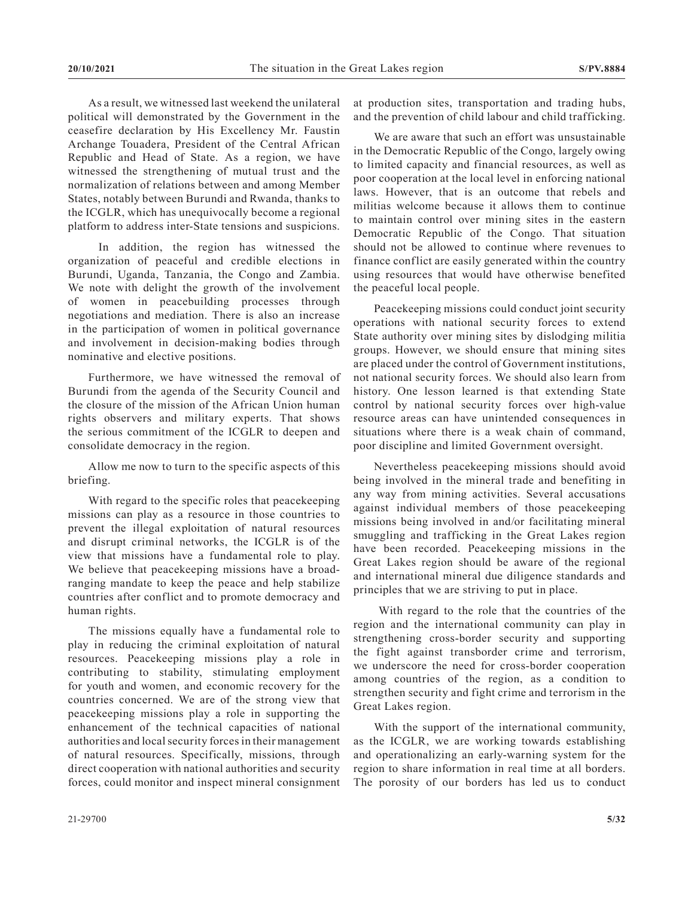As a result, we witnessed last weekend the unilateral political will demonstrated by the Government in the ceasefire declaration by His Excellency Mr. Faustin Archange Touadera, President of the Central African Republic and Head of State. As a region, we have witnessed the strengthening of mutual trust and the normalization of relations between and among Member States, notably between Burundi and Rwanda, thanks to the ICGLR, which has unequivocally become a regional platform to address inter-State tensions and suspicions.

In addition, the region has witnessed the organization of peaceful and credible elections in Burundi, Uganda, Tanzania, the Congo and Zambia. We note with delight the growth of the involvement of women in peacebuilding processes through negotiations and mediation. There is also an increase in the participation of women in political governance and involvement in decision-making bodies through nominative and elective positions.

Furthermore, we have witnessed the removal of Burundi from the agenda of the Security Council and the closure of the mission of the African Union human rights observers and military experts. That shows the serious commitment of the ICGLR to deepen and consolidate democracy in the region.

Allow me now to turn to the specific aspects of this briefing.

With regard to the specific roles that peacekeeping missions can play as a resource in those countries to prevent the illegal exploitation of natural resources and disrupt criminal networks, the ICGLR is of the view that missions have a fundamental role to play. We believe that peacekeeping missions have a broad-ranging mandate to keep the peace and help stabilize countries after conflict and to promote democracy and human rights.

The missions equally have a fundamental role to play in reducing the criminal exploitation of natural resources. Peacekeeping missions play a role in contributing to stability, stimulating employment for youth and women, and economic recovery for the countries concerned. We are of the strong view that peacekeeping missions play a role in supporting the enhancement of the technical capacities of national authorities and local security forces in their management of natural resources. Specifically, missions, through direct cooperation with national authorities and security forces, could monitor and inspect mineral consignment at production sites, transportation and trading hubs, and the prevention of child labour and child trafficking.

We are aware that such an effort was unsustainable in the Democratic Republic of the Congo, largely owing to limited capacity and financial resources, as well as poor cooperation at the local level in enforcing national laws. However, that is an outcome that rebels and militias welcome because it allows them to continue to maintain control over mining sites in the eastern Democratic Republic of the Congo. That situation should not be allowed to continue where revenues to finance conflict are easily generated within the country using resources that would have otherwise benefited the peaceful local people.

Peacekeeping missions could conduct joint security operations with national security forces to extend State authority over mining sites by dislodging militia groups. However, we should ensure that mining sites are placed under the control of Government institutions, not national security forces. We should also learn from history. One lesson learned is that extending State control by national security forces over high-value resource areas can have unintended consequences in situations where there is a weak chain of command, poor discipline and limited Government oversight.

Nevertheless peacekeeping missions should avoid being involved in the mineral trade and benefiting in any way from mining activities. Several accusations against individual members of those peacekeeping missions being involved in and/or facilitating mineral smuggling and trafficking in the Great Lakes region have been recorded. Peacekeeping missions in the Great Lakes region should be aware of the regional and international mineral due diligence standards and principles that we are striving to put in place.

With regard to the role that the countries of the region and the international community can play in strengthening cross-border security and supporting the fight against transborder crime and terrorism, we underscore the need for cross-border cooperation among countries of the region, as a condition to strengthen security and fight crime and terrorism in the Great Lakes region.

With the support of the international community, as the ICGLR, we are working towards establishing and operationalizing an early-warning system for the region to share information in real time at all borders. The porosity of our borders has led us to conduct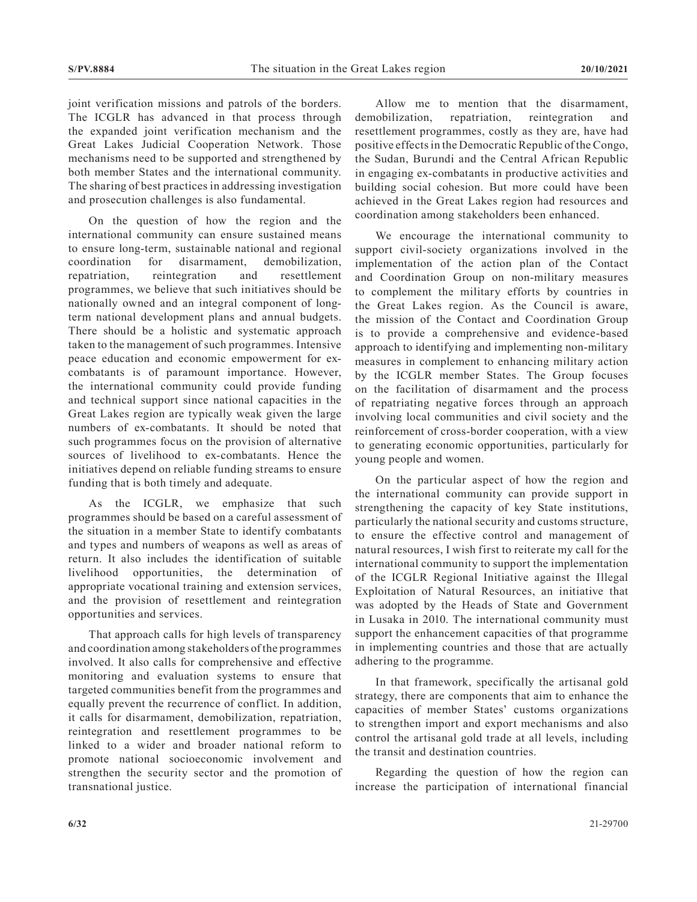joint verification missions and patrols of the borders. The ICGLR has advanced in that process through the expanded joint verification mechanism and the Great Lakes Judicial Cooperation Network. Those mechanisms need to be supported and strengthened by both member States and the international community. The sharing of best practices in addressing investigation and prosecution challenges is also fundamental.

On the question of how the region and the international community can ensure sustained means to ensure long-term, sustainable national and regional coordination for disarmament, demobilization, repatriation, reintegration and resettlement programmes, we believe that such initiatives should be nationally owned and an integral component of long-term national development plans and annual budgets. There should be a holistic and systematic approach taken to the management of such programmes. Intensive peace education and economic empowerment for ex-combatants is of paramount importance. However, the international community could provide funding and technical support since national capacities in the Great Lakes region are typically weak given the large numbers of ex-combatants. It should be noted that such programmes focus on the provision of alternative sources of livelihood to ex-combatants. Hence the initiatives depend on reliable funding streams to ensure funding that is both timely and adequate.

As the ICGLR, we emphasize that such programmes should be based on a careful assessment of the situation in a member State to identify combatants and types and numbers of weapons as well as areas of return. It also includes the identification of suitable livelihood opportunities, the determination of appropriate vocational training and extension services, and the provision of resettlement and reintegration opportunities and services.

That approach calls for high levels of transparency and coordination among stakeholders of the programmes involved. It also calls for comprehensive and effective monitoring and evaluation systems to ensure that targeted communities benefit from the programmes and equally prevent the recurrence of conflict. In addition, it calls for disarmament, demobilization, repatriation, reintegration and resettlement programmes to be linked to a wider and broader national reform to promote national socioeconomic involvement and strengthen the security sector and the promotion of transnational justice.

Allow me to mention that the disarmament, demobilization, repatriation, reintegration and resettlement programmes, costly as they are, have had positive effects in the Democratic Republic of the Congo, the Sudan, Burundi and the Central African Republic in engaging ex-combatants in productive activities and building social cohesion. But more could have been achieved in the Great Lakes region had resources and coordination among stakeholders been enhanced.

We encourage the international community to support civil-society organizations involved in the implementation of the action plan of the Contact and Coordination Group on non-military measures to complement the military efforts by countries in the Great Lakes region. As the Council is aware, the mission of the Contact and Coordination Group is to provide a comprehensive and evidence-based approach to identifying and implementing non-military measures in complement to enhancing military action by the ICGLR member States. The Group focuses on the facilitation of disarmament and the process of repatriating negative forces through an approach involving local communities and civil society and the reinforcement of cross-border cooperation, with a view to generating economic opportunities, particularly for young people and women.

On the particular aspect of how the region and the international community can provide support in strengthening the capacity of key State institutions, particularly the national security and customs structure, to ensure the effective control and management of natural resources, I wish first to reiterate my call for the international community to support the implementation of the ICGLR Regional Initiative against the Illegal Exploitation of Natural Resources, an initiative that was adopted by the Heads of State and Government in Lusaka in 2010. The international community must support the enhancement capacities of that programme in implementing countries and those that are actually adhering to the programme.

In that framework, specifically the artisanal gold strategy, there are components that aim to enhance the capacities of member States' customs organizations to strengthen import and export mechanisms and also control the artisanal gold trade at all levels, including the transit and destination countries.

Regarding the question of how the region can increase the participation of international financial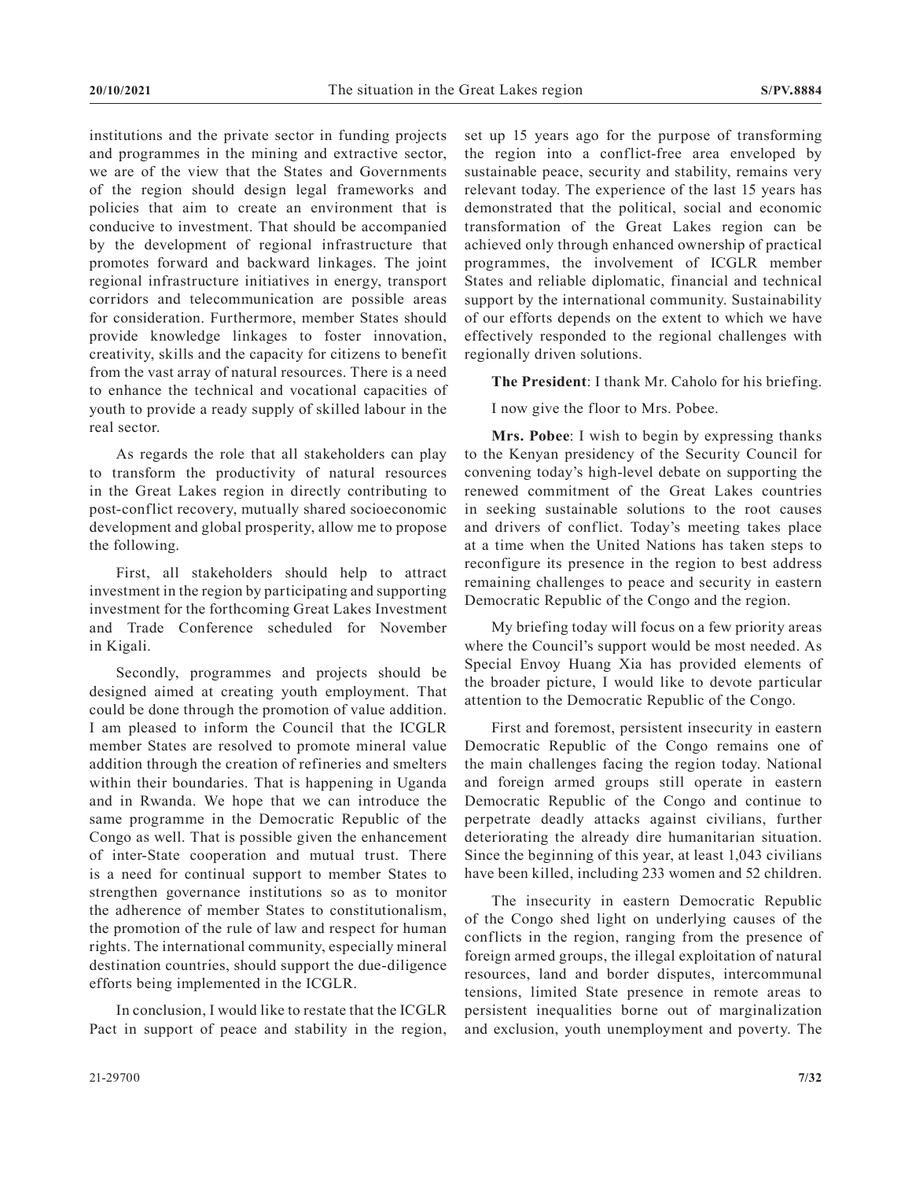institutions and the private sector in funding projects and programmes in the mining and extractive sector, we are of the view that the States and Governments of the region should design legal frameworks and policies that aim to create an environment that is conducive to investment. That should be accompanied by the development of regional infrastructure that promotes forward and backward linkages. The joint regional infrastructure initiatives in energy, transport corridors and telecommunication are possible areas for consideration. Furthermore, member States should provide knowledge linkages to foster innovation, creativity, skills and the capacity for citizens to benefit from the vast array of natural resources. There is a need to enhance the technical and vocational capacities of youth to provide a ready supply of skilled labour in the real sector.

As regards the role that all stakeholders can play to transform the productivity of natural resources in the Great Lakes region in directly contributing to post-conflict recovery, mutually shared socioeconomic development and global prosperity, allow me to propose the following.

First, all stakeholders should help to attract investment in the region by participating and supporting investment for the forthcoming Great Lakes Investment and Trade Conference scheduled for November in Kigali.

Secondly, programmes and projects should be designed aimed at creating youth employment. That could be done through the promotion of value addition. I am pleased to inform the Council that the ICGLR member States are resolved to promote mineral value addition through the creation of refineries and smelters within their boundaries. That is happening in Uganda and in Rwanda. We hope that we can introduce the same programme in the Democratic Republic of the Congo as well. That is possible given the enhancement of inter-State cooperation and mutual trust. There is a need for continual support to member States to strengthen governance institutions so as to monitor the adherence of member States to constitutionalism, the promotion of the rule of law and respect for human rights. The international community, especially mineral destination countries, should support the due-diligence efforts being implemented in the ICGLR.

In conclusion, I would like to restate that the ICGLR Pact in support of peace and stability in the region, set up 15 years ago for the purpose of transforming the region into a conflict-free area enveloped by sustainable peace, security and stability, remains very relevant today. The experience of the last 15 years has demonstrated that the political, social and economic transformation of the Great Lakes region can be achieved only through enhanced ownership of practical programmes, the involvement of ICGLR member States and reliable diplomatic, financial and technical support by the international community. Sustainability of our efforts depends on the extent to which we have effectively responded to the regional challenges with regionally driven solutions.

**The President**: I thank Mr. Caholo for his briefing.

I now give the floor to Mrs. Pobee.

**Mrs. Pobee**: I wish to begin by expressing thanks to the Kenyan presidency of the Security Council for convening today's high-level debate on supporting the renewed commitment of the Great Lakes countries in seeking sustainable solutions to the root causes and drivers of conflict. Today's meeting takes place at a time when the United Nations has taken steps to reconfigure its presence in the region to best address remaining challenges to peace and security in eastern Democratic Republic of the Congo and the region.

My briefing today will focus on a few priority areas where the Council's support would be most needed. As Special Envoy Huang Xia has provided elements of the broader picture, I would like to devote particular attention to the Democratic Republic of the Congo.

First and foremost, persistent insecurity in eastern Democratic Republic of the Congo remains one of the main challenges facing the region today. National and foreign armed groups still operate in eastern Democratic Republic of the Congo and continue to perpetrate deadly attacks against civilians, further deteriorating the already dire humanitarian situation. Since the beginning of this year, at least 1,043 civilians have been killed, including 233 women and 52 children.

The insecurity in eastern Democratic Republic of the Congo shed light on underlying causes of the conflicts in the region, ranging from the presence of foreign armed groups, the illegal exploitation of natural resources, land and border disputes, intercommunal tensions, limited State presence in remote areas to persistent inequalities borne out of marginalization and exclusion, youth unemployment and poverty. The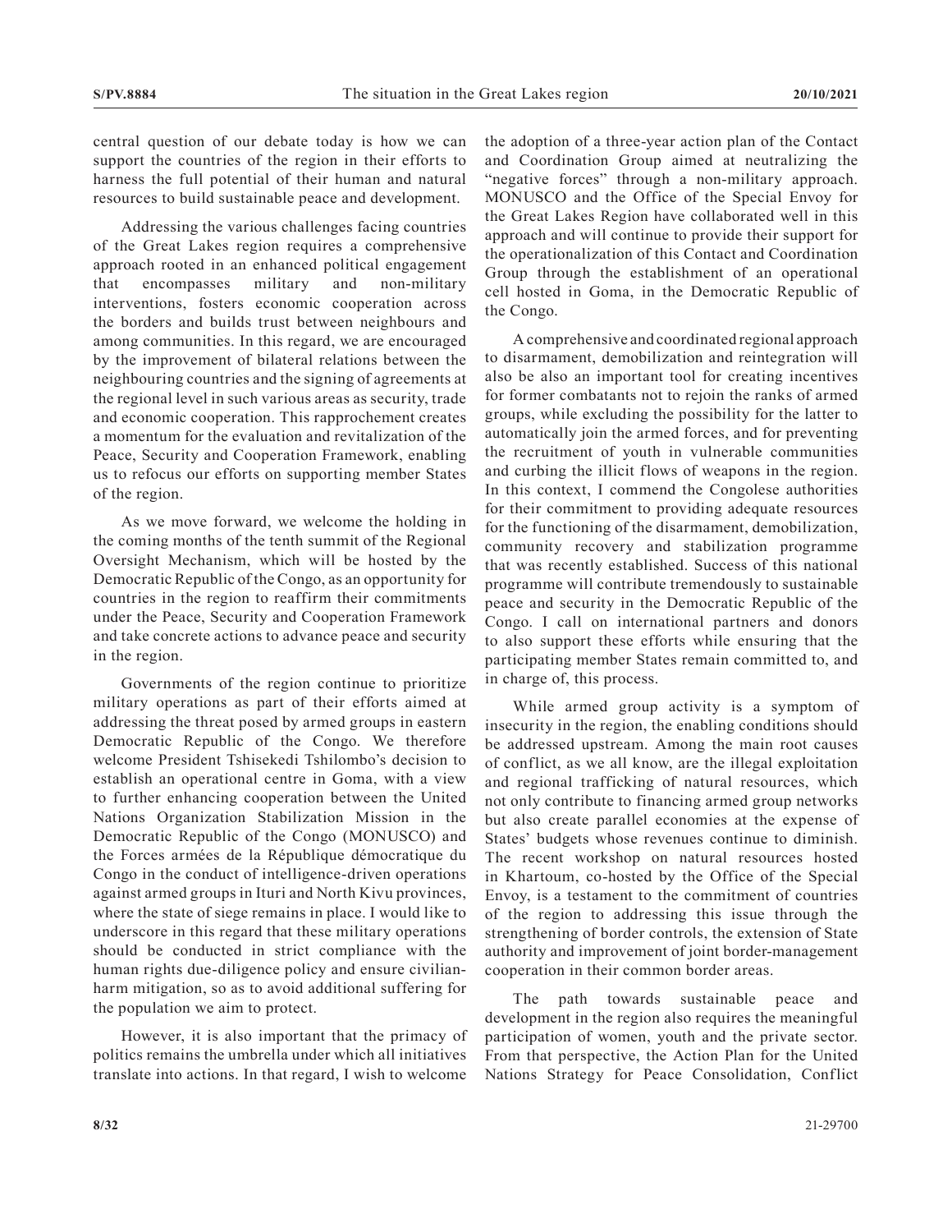central question of our debate today is how we can support the countries of the region in their efforts to harness the full potential of their human and natural resources to build sustainable peace and development.

Addressing the various challenges facing countries of the Great Lakes region requires a comprehensive approach rooted in an enhanced political engagement that encompasses military and non-military interventions, fosters economic cooperation across the borders and builds trust between neighbours and among communities. In this regard, we are encouraged by the improvement of bilateral relations between the neighbouring countries and the signing of agreements at the regional level in such various areas as security, trade and economic cooperation. This rapprochement creates a momentum for the evaluation and revitalization of the Peace, Security and Cooperation Framework, enabling us to refocus our efforts on supporting member States of the region.

As we move forward, we welcome the holding in the coming months of the tenth summit of the Regional Oversight Mechanism, which will be hosted by the Democratic Republic of the Congo, as an opportunity for countries in the region to reaffirm their commitments under the Peace, Security and Cooperation Framework and take concrete actions to advance peace and security in the region.

Governments of the region continue to prioritize military operations as part of their efforts aimed at addressing the threat posed by armed groups in eastern Democratic Republic of the Congo. We therefore welcome President Tshisekedi Tshilombo's decision to establish an operational centre in Goma, with a view to further enhancing cooperation between the United Nations Organization Stabilization Mission in the Democratic Republic of the Congo (MONUSCO) and the Forces armées de la République démocratique du Congo in the conduct of intelligence-driven operations against armed groups in Ituri and North Kivu provinces, where the state of siege remains in place. I would like to underscore in this regard that these military operations should be conducted in strict compliance with the human rights due-diligence policy and ensure civilian-harm mitigation, so as to avoid additional suffering for the population we aim to protect.

However, it is also important that the primacy of politics remains the umbrella under which all initiatives translate into actions. In that regard, I wish to welcome the adoption of a three-year action plan of the Contact and Coordination Group aimed at neutralizing the "negative forces" through a non-military approach. MONUSCO and the Office of the Special Envoy for the Great Lakes Region have collaborated well in this approach and will continue to provide their support for the operationalization of this Contact and Coordination Group through the establishment of an operational cell hosted in Goma, in the Democratic Republic of the Congo.

A comprehensive and coordinated regional approach to disarmament, demobilization and reintegration will also be also an important tool for creating incentives for former combatants not to rejoin the ranks of armed groups, while excluding the possibility for the latter to automatically join the armed forces, and for preventing the recruitment of youth in vulnerable communities and curbing the illicit flows of weapons in the region. In this context, I commend the Congolese authorities for their commitment to providing adequate resources for the functioning of the disarmament, demobilization, community recovery and stabilization programme that was recently established. Success of this national programme will contribute tremendously to sustainable peace and security in the Democratic Republic of the Congo. I call on international partners and donors to also support these efforts while ensuring that the participating member States remain committed to, and in charge of, this process.

While armed group activity is a symptom of insecurity in the region, the enabling conditions should be addressed upstream. Among the main root causes of conflict, as we all know, are the illegal exploitation and regional trafficking of natural resources, which not only contribute to financing armed group networks but also create parallel economies at the expense of States' budgets whose revenues continue to diminish. The recent workshop on natural resources hosted in Khartoum, co-hosted by the Office of the Special Envoy, is a testament to the commitment of countries of the region to addressing this issue through the strengthening of border controls, the extension of State authority and improvement of joint border-management cooperation in their common border areas.

The path towards sustainable peace and development in the region also requires the meaningful participation of women, youth and the private sector. From that perspective, the Action Plan for the United Nations Strategy for Peace Consolidation, Conflict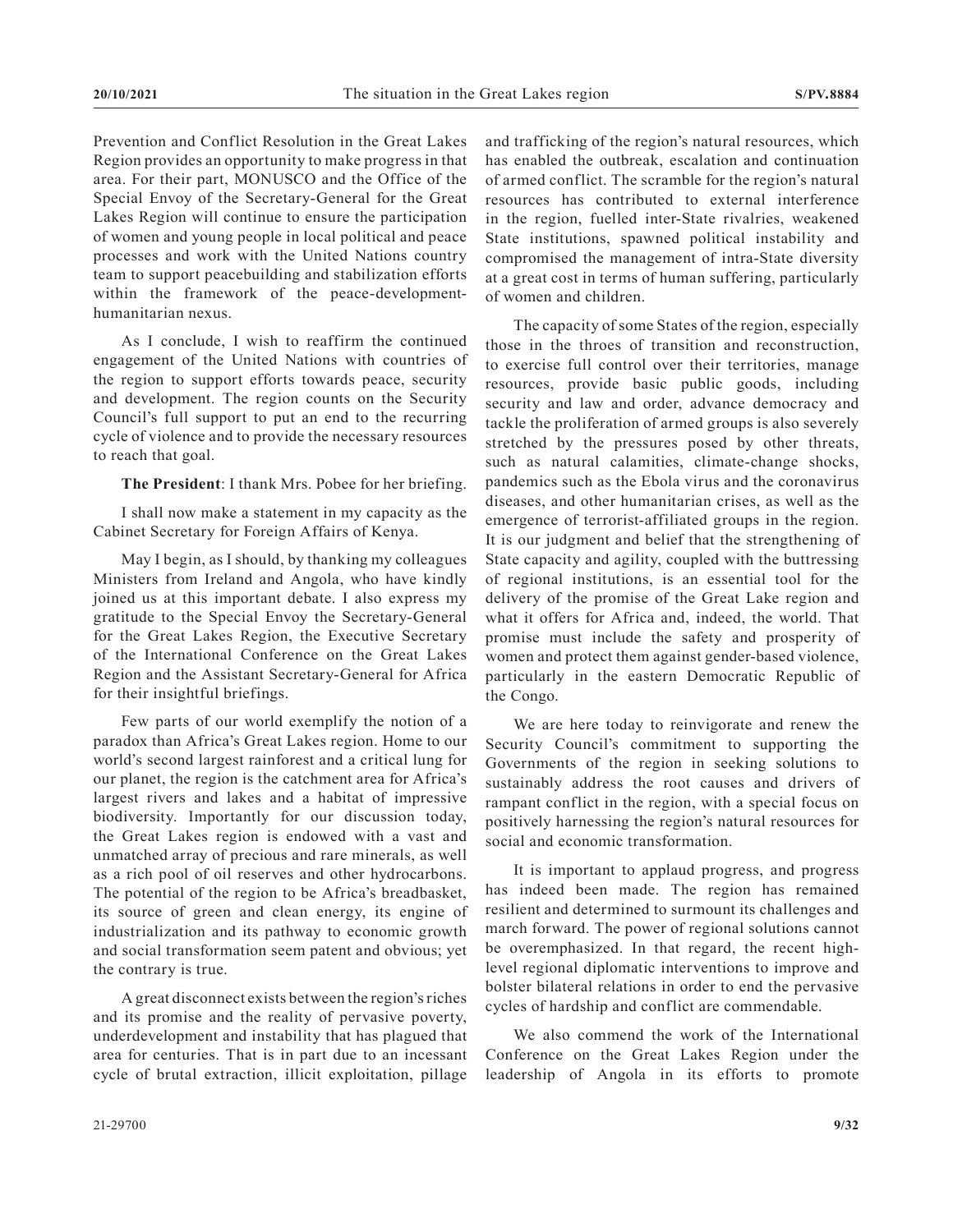Prevention and Conflict Resolution in the Great Lakes Region provides an opportunity to make progress in that area. For their part, MONUSCO and the Office of the Special Envoy of the Secretary-General for the Great Lakes Region will continue to ensure the participation of women and young people in local political and peace processes and work with the United Nations country team to support peacebuilding and stabilization efforts within the framework of the peace-development-humanitarian nexus.

As I conclude, I wish to reaffirm the continued engagement of the United Nations with countries of the region to support efforts towards peace, security and development. The region counts on the Security Council's full support to put an end to the recurring cycle of violence and to provide the necessary resources to reach that goal.

**The President**: I thank Mrs. Pobee for her briefing.

I shall now make a statement in my capacity as the Cabinet Secretary for Foreign Affairs of Kenya.

May I begin, as I should, by thanking my colleagues Ministers from Ireland and Angola, who have kindly joined us at this important debate. I also express my gratitude to the Special Envoy the Secretary-General for the Great Lakes Region, the Executive Secretary of the International Conference on the Great Lakes Region and the Assistant Secretary-General for Africa for their insightful briefings.

Few parts of our world exemplify the notion of a paradox than Africa's Great Lakes region. Home to our world's second largest rainforest and a critical lung for our planet, the region is the catchment area for Africa's largest rivers and lakes and a habitat of impressive biodiversity. Importantly for our discussion today, the Great Lakes region is endowed with a vast and unmatched array of precious and rare minerals, as well as a rich pool of oil reserves and other hydrocarbons. The potential of the region to be Africa's breadbasket, its source of green and clean energy, its engine of industrialization and its pathway to economic growth and social transformation seem patent and obvious; yet the contrary is true.

A great disconnect exists between the region's riches and its promise and the reality of pervasive poverty, underdevelopment and instability that has plagued that area for centuries. That is in part due to an incessant cycle of brutal extraction, illicit exploitation, pillage and trafficking of the region's natural resources, which has enabled the outbreak, escalation and continuation of armed conflict. The scramble for the region's natural resources has contributed to external interference in the region, fuelled inter-State rivalries, weakened State institutions, spawned political instability and compromised the management of intra-State diversity at a great cost in terms of human suffering, particularly of women and children.

The capacity of some States of the region, especially those in the throes of transition and reconstruction, to exercise full control over their territories, manage resources, provide basic public goods, including security and law and order, advance democracy and tackle the proliferation of armed groups is also severely stretched by the pressures posed by other threats, such as natural calamities, climate-change shocks, pandemics such as the Ebola virus and the coronavirus diseases, and other humanitarian crises, as well as the emergence of terrorist-affiliated groups in the region. It is our judgment and belief that the strengthening of State capacity and agility, coupled with the buttressing of regional institutions, is an essential tool for the delivery of the promise of the Great Lake region and what it offers for Africa and, indeed, the world. That promise must include the safety and prosperity of women and protect them against gender-based violence, particularly in the eastern Democratic Republic of the Congo.

We are here today to reinvigorate and renew the Security Council's commitment to supporting the Governments of the region in seeking solutions to sustainably address the root causes and drivers of rampant conflict in the region, with a special focus on positively harnessing the region's natural resources for social and economic transformation.

It is important to applaud progress, and progress has indeed been made. The region has remained resilient and determined to surmount its challenges and march forward. The power of regional solutions cannot be overemphasized. In that regard, the recent high-level regional diplomatic interventions to improve and bolster bilateral relations in order to end the pervasive cycles of hardship and conflict are commendable.

We also commend the work of the International Conference on the Great Lakes Region under the leadership of Angola in its efforts to promote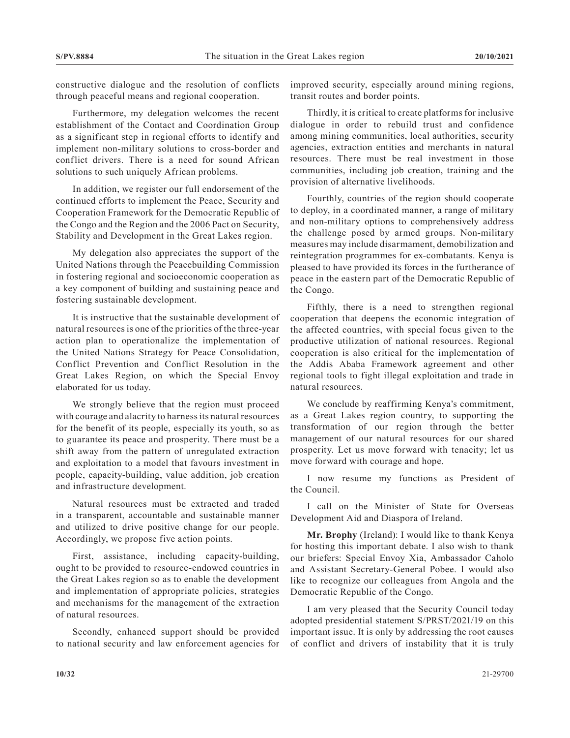constructive dialogue and the resolution of conflicts through peaceful means and regional cooperation.

Furthermore, my delegation welcomes the recent establishment of the Contact and Coordination Group as a significant step in regional efforts to identify and implement non-military solutions to cross-border and conflict drivers. There is a need for sound African solutions to such uniquely African problems.

In addition, we register our full endorsement of the continued efforts to implement the Peace, Security and Cooperation Framework for the Democratic Republic of the Congo and the Region and the 2006 Pact on Security, Stability and Development in the Great Lakes region.

My delegation also appreciates the support of the United Nations through the Peacebuilding Commission in fostering regional and socioeconomic cooperation as a key component of building and sustaining peace and fostering sustainable development.

It is instructive that the sustainable development of natural resources is one of the priorities of the three-year action plan to operationalize the implementation of the United Nations Strategy for Peace Consolidation, Conflict Prevention and Conflict Resolution in the Great Lakes Region, on which the Special Envoy elaborated for us today.

We strongly believe that the region must proceed with courage and alacrity to harness its natural resources for the benefit of its people, especially its youth, so as to guarantee its peace and prosperity. There must be a shift away from the pattern of unregulated extraction and exploitation to a model that favours investment in people, capacity-building, value addition, job creation and infrastructure development.

Natural resources must be extracted and traded in a transparent, accountable and sustainable manner and utilized to drive positive change for our people. Accordingly, we propose five action points.

First, assistance, including capacity-building, ought to be provided to resource-endowed countries in the Great Lakes region so as to enable the development and implementation of appropriate policies, strategies and mechanisms for the management of the extraction of natural resources.

Secondly, enhanced support should be provided to national security and law enforcement agencies for improved security, especially around mining regions, transit routes and border points.

Thirdly, it is critical to create platforms for inclusive dialogue in order to rebuild trust and confidence among mining communities, local authorities, security agencies, extraction entities and merchants in natural resources. There must be real investment in those communities, including job creation, training and the provision of alternative livelihoods.

Fourthly, countries of the region should cooperate to deploy, in a coordinated manner, a range of military and non-military options to comprehensively address the challenge posed by armed groups. Non-military measures may include disarmament, demobilization and reintegration programmes for ex-combatants. Kenya is pleased to have provided its forces in the furtherance of peace in the eastern part of the Democratic Republic of the Congo.

Fifthly, there is a need to strengthen regional cooperation that deepens the economic integration of the affected countries, with special focus given to the productive utilization of national resources. Regional cooperation is also critical for the implementation of the Addis Ababa Framework agreement and other regional tools to fight illegal exploitation and trade in natural resources.

We conclude by reaffirming Kenya's commitment, as a Great Lakes region country, to supporting the transformation of our region through the better management of our natural resources for our shared prosperity. Let us move forward with tenacity; let us move forward with courage and hope.

I now resume my functions as President of the Council.

I call on the Minister of State for Overseas Development Aid and Diaspora of Ireland.

**Mr. Brophy** (Ireland): I would like to thank Kenya for hosting this important debate. I also wish to thank our briefers: Special Envoy Xia, Ambassador Caholo and Assistant Secretary-General Pobee. I would also like to recognize our colleagues from Angola and the Democratic Republic of the Congo.

I am very pleased that the Security Council today adopted presidential statement S/PRST/2021/19 on this important issue. It is only by addressing the root causes of conflict and drivers of instability that it is truly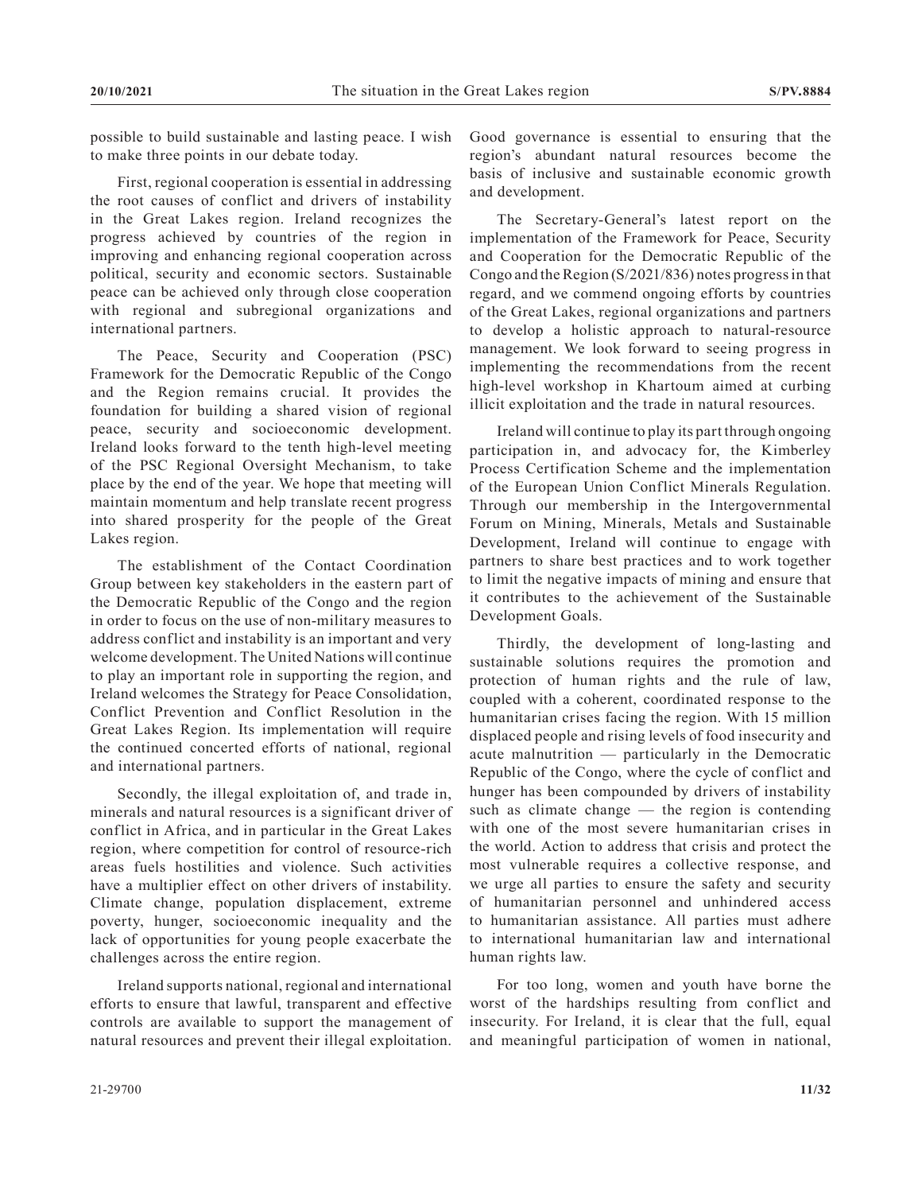possible to build sustainable and lasting peace. I wish to make three points in our debate today.

First, regional cooperation is essential in addressing the root causes of conflict and drivers of instability in the Great Lakes region. Ireland recognizes the progress achieved by countries of the region in improving and enhancing regional cooperation across political, security and economic sectors. Sustainable peace can be achieved only through close cooperation with regional and subregional organizations and international partners.

The Peace, Security and Cooperation (PSC) Framework for the Democratic Republic of the Congo and the Region remains crucial. It provides the foundation for building a shared vision of regional peace, security and socioeconomic development. Ireland looks forward to the tenth high-level meeting of the PSC Regional Oversight Mechanism, to take place by the end of the year. We hope that meeting will maintain momentum and help translate recent progress into shared prosperity for the people of the Great Lakes region.

The establishment of the Contact Coordination Group between key stakeholders in the eastern part of the Democratic Republic of the Congo and the region in order to focus on the use of non-military measures to address conflict and instability is an important and very welcome development. The United Nations will continue to play an important role in supporting the region, and Ireland welcomes the Strategy for Peace Consolidation, Conflict Prevention and Conflict Resolution in the Great Lakes Region. Its implementation will require the continued concerted efforts of national, regional and international partners.

Secondly, the illegal exploitation of, and trade in, minerals and natural resources is a significant driver of conflict in Africa, and in particular in the Great Lakes region, where competition for control of resource-rich areas fuels hostilities and violence. Such activities have a multiplier effect on other drivers of instability. Climate change, population displacement, extreme poverty, hunger, socioeconomic inequality and the lack of opportunities for young people exacerbate the challenges across the entire region.

Ireland supports national, regional and international efforts to ensure that lawful, transparent and effective controls are available to support the management of natural resources and prevent their illegal exploitation. Good governance is essential to ensuring that the region's abundant natural resources become the basis of inclusive and sustainable economic growth and development.

The Secretary-General's latest report on the implementation of the Framework for Peace, Security and Cooperation for the Democratic Republic of the Congo and the Region (S/2021/836) notes progress in that regard, and we commend ongoing efforts by countries of the Great Lakes, regional organizations and partners to develop a holistic approach to natural-resource management. We look forward to seeing progress in implementing the recommendations from the recent high-level workshop in Khartoum aimed at curbing illicit exploitation and the trade in natural resources.

Ireland will continue to play its part through ongoing participation in, and advocacy for, the Kimberley Process Certification Scheme and the implementation of the European Union Conflict Minerals Regulation. Through our membership in the Intergovernmental Forum on Mining, Minerals, Metals and Sustainable Development, Ireland will continue to engage with partners to share best practices and to work together to limit the negative impacts of mining and ensure that it contributes to the achievement of the Sustainable Development Goals.

Thirdly, the development of long-lasting and sustainable solutions requires the promotion and protection of human rights and the rule of law, coupled with a coherent, coordinated response to the humanitarian crises facing the region. With 15 million displaced people and rising levels of food insecurity and acute malnutrition — particularly in the Democratic Republic of the Congo, where the cycle of conflict and hunger has been compounded by drivers of instability such as climate change — the region is contending with one of the most severe humanitarian crises in the world. Action to address that crisis and protect the most vulnerable requires a collective response, and we urge all parties to ensure the safety and security of humanitarian personnel and unhindered access to humanitarian assistance. All parties must adhere to international humanitarian law and international human rights law.

For too long, women and youth have borne the worst of the hardships resulting from conflict and insecurity. For Ireland, it is clear that the full, equal and meaningful participation of women in national,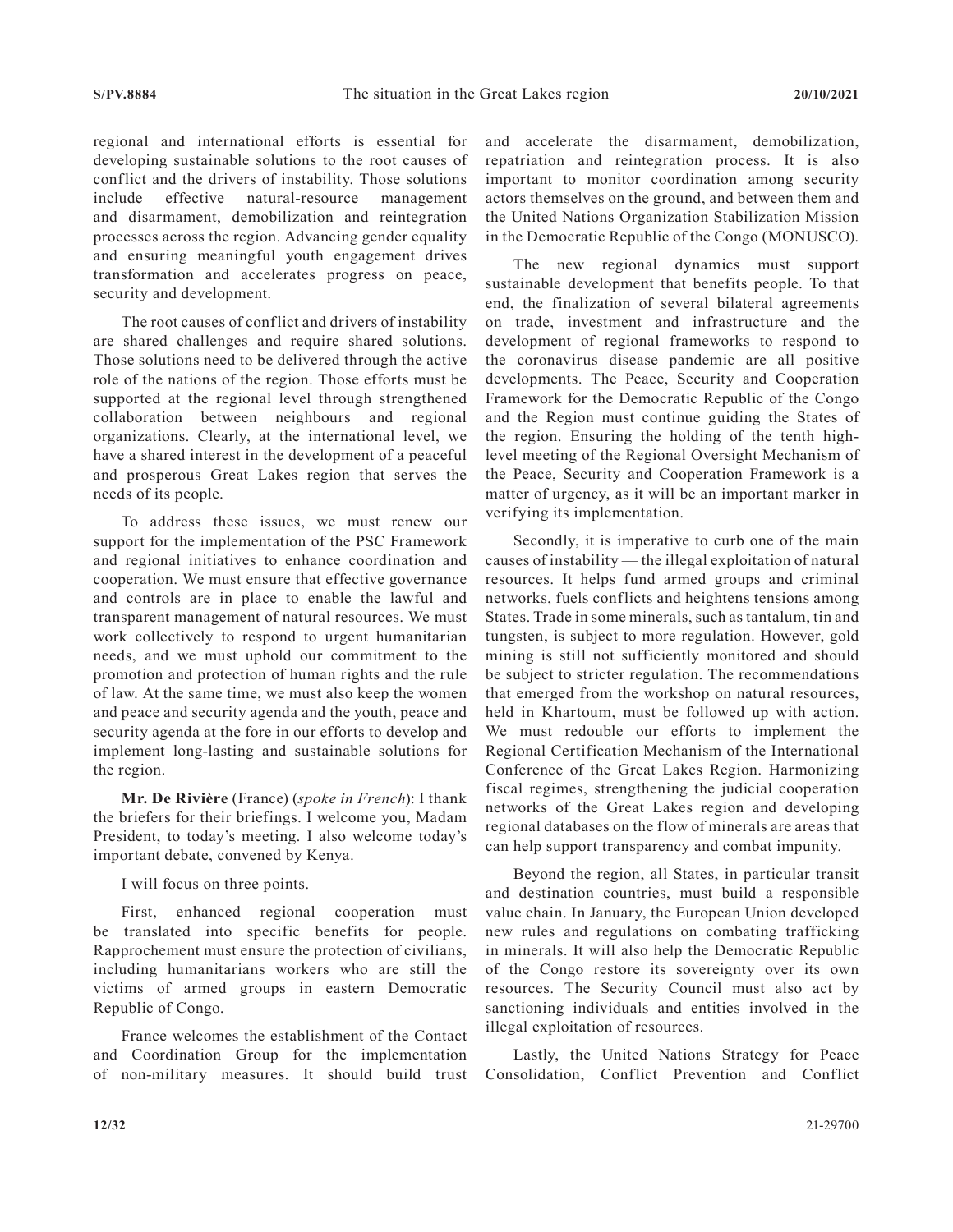regional and international efforts is essential for developing sustainable solutions to the root causes of conflict and the drivers of instability. Those solutions include effective natural-resource management and disarmament, demobilization and reintegration processes across the region. Advancing gender equality and ensuring meaningful youth engagement drives transformation and accelerates progress on peace, security and development.

The root causes of conflict and drivers of instability are shared challenges and require shared solutions. Those solutions need to be delivered through the active role of the nations of the region. Those efforts must be supported at the regional level through strengthened collaboration between neighbours and regional organizations. Clearly, at the international level, we have a shared interest in the development of a peaceful and prosperous Great Lakes region that serves the needs of its people.

To address these issues, we must renew our support for the implementation of the PSC Framework and regional initiatives to enhance coordination and cooperation. We must ensure that effective governance and controls are in place to enable the lawful and transparent management of natural resources. We must work collectively to respond to urgent humanitarian needs, and we must uphold our commitment to the promotion and protection of human rights and the rule of law. At the same time, we must also keep the women and peace and security agenda and the youth, peace and security agenda at the fore in our efforts to develop and implement long-lasting and sustainable solutions for the region.

**Mr. De Rivière** (France) (*spoke in French*): I thank the briefers for their briefings. I welcome you, Madam President, to today's meeting. I also welcome today's important debate, convened by Kenya.

I will focus on three points.

First, enhanced regional cooperation must be translated into specific benefits for people. Rapprochement must ensure the protection of civilians, including humanitarians workers who are still the victims of armed groups in eastern Democratic Republic of Congo.

France welcomes the establishment of the Contact and Coordination Group for the implementation of non-military measures. It should build trust and accelerate the disarmament, demobilization, repatriation and reintegration process. It is also important to monitor coordination among security actors themselves on the ground, and between them and the United Nations Organization Stabilization Mission in the Democratic Republic of the Congo (MONUSCO).

The new regional dynamics must support sustainable development that benefits people. To that end, the finalization of several bilateral agreements on trade, investment and infrastructure and the development of regional frameworks to respond to the coronavirus disease pandemic are all positive developments. The Peace, Security and Cooperation Framework for the Democratic Republic of the Congo and the Region must continue guiding the States of the region. Ensuring the holding of the tenth high-level meeting of the Regional Oversight Mechanism of the Peace, Security and Cooperation Framework is a matter of urgency, as it will be an important marker in verifying its implementation.

Secondly, it is imperative to curb one of the main causes of instability — the illegal exploitation of natural resources. It helps fund armed groups and criminal networks, fuels conflicts and heightens tensions among States. Trade in some minerals, such as tantalum, tin and tungsten, is subject to more regulation. However, gold mining is still not sufficiently monitored and should be subject to stricter regulation. The recommendations that emerged from the workshop on natural resources, held in Khartoum, must be followed up with action. We must redouble our efforts to implement the Regional Certification Mechanism of the International Conference of the Great Lakes Region. Harmonizing fiscal regimes, strengthening the judicial cooperation networks of the Great Lakes region and developing regional databases on the flow of minerals are areas that can help support transparency and combat impunity.

Beyond the region, all States, in particular transit and destination countries, must build a responsible value chain. In January, the European Union developed new rules and regulations on combating trafficking in minerals. It will also help the Democratic Republic of the Congo restore its sovereignty over its own resources. The Security Council must also act by sanctioning individuals and entities involved in the illegal exploitation of resources.

Lastly, the United Nations Strategy for Peace Consolidation, Conflict Prevention and Conflict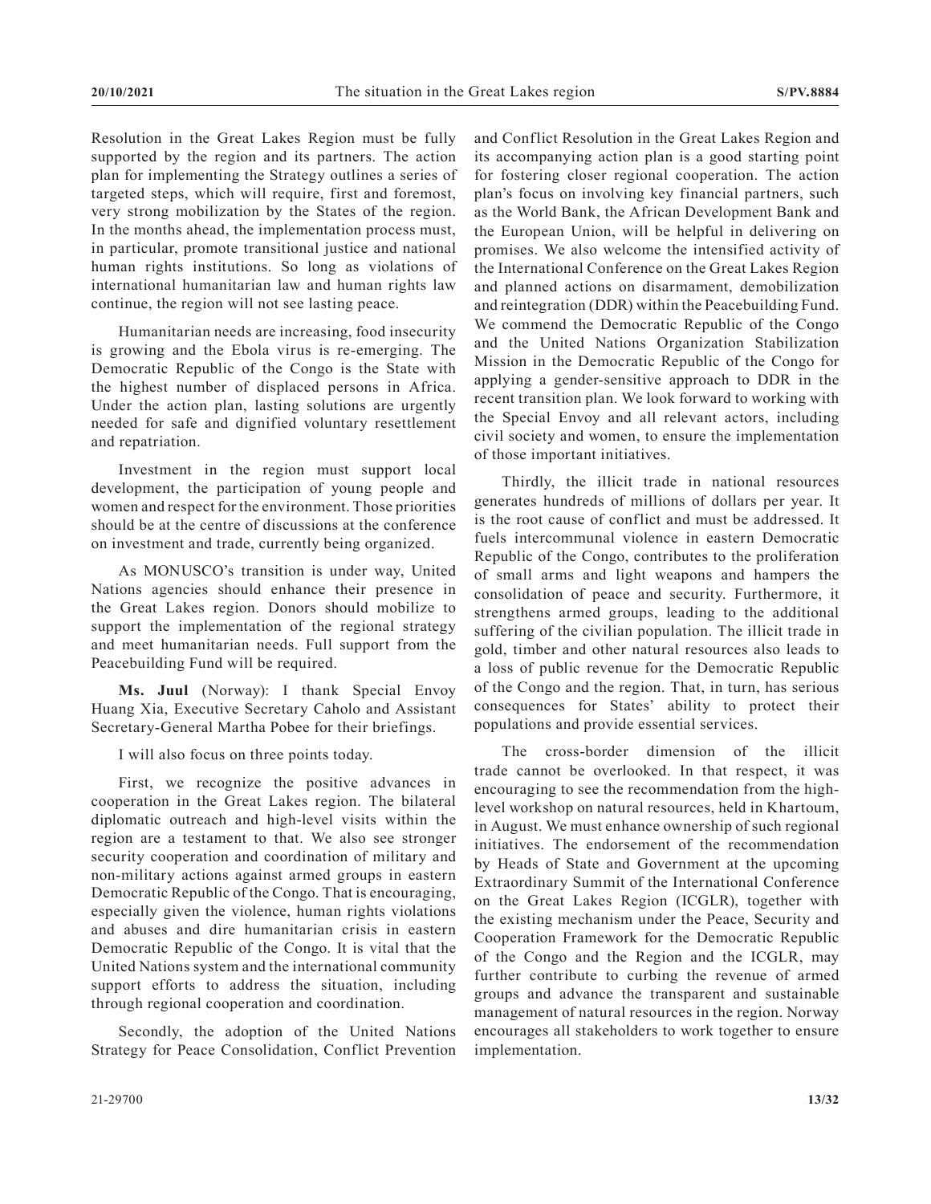Resolution in the Great Lakes Region must be fully supported by the region and its partners. The action plan for implementing the Strategy outlines a series of targeted steps, which will require, first and foremost, very strong mobilization by the States of the region. In the months ahead, the implementation process must, in particular, promote transitional justice and national human rights institutions. So long as violations of international humanitarian law and human rights law continue, the region will not see lasting peace.

Humanitarian needs are increasing, food insecurity is growing and the Ebola virus is re-emerging. The Democratic Republic of the Congo is the State with the highest number of displaced persons in Africa. Under the action plan, lasting solutions are urgently needed for safe and dignified voluntary resettlement and repatriation.

Investment in the region must support local development, the participation of young people and women and respect for the environment. Those priorities should be at the centre of discussions at the conference on investment and trade, currently being organized.

As MONUSCO's transition is under way, United Nations agencies should enhance their presence in the Great Lakes region. Donors should mobilize to support the implementation of the regional strategy and meet humanitarian needs. Full support from the Peacebuilding Fund will be required.

**Ms. Juul** (Norway): I thank Special Envoy Huang Xia, Executive Secretary Caholo and Assistant Secretary-General Martha Pobee for their briefings.

I will also focus on three points today.

First, we recognize the positive advances in cooperation in the Great Lakes region. The bilateral diplomatic outreach and high-level visits within the region are a testament to that. We also see stronger security cooperation and coordination of military and non-military actions against armed groups in eastern Democratic Republic of the Congo. That is encouraging, especially given the violence, human rights violations and abuses and dire humanitarian crisis in eastern Democratic Republic of the Congo. It is vital that the United Nations system and the international community support efforts to address the situation, including through regional cooperation and coordination.

Secondly, the adoption of the United Nations Strategy for Peace Consolidation, Conflict Prevention and Conflict Resolution in the Great Lakes Region and its accompanying action plan is a good starting point for fostering closer regional cooperation. The action plan's focus on involving key financial partners, such as the World Bank, the African Development Bank and the European Union, will be helpful in delivering on promises. We also welcome the intensified activity of the International Conference on the Great Lakes Region and planned actions on disarmament, demobilization and reintegration (DDR) within the Peacebuilding Fund. We commend the Democratic Republic of the Congo and the United Nations Organization Stabilization Mission in the Democratic Republic of the Congo for applying a gender-sensitive approach to DDR in the recent transition plan. We look forward to working with the Special Envoy and all relevant actors, including civil society and women, to ensure the implementation of those important initiatives.

Thirdly, the illicit trade in national resources generates hundreds of millions of dollars per year. It is the root cause of conflict and must be addressed. It fuels intercommunal violence in eastern Democratic Republic of the Congo, contributes to the proliferation of small arms and light weapons and hampers the consolidation of peace and security. Furthermore, it strengthens armed groups, leading to the additional suffering of the civilian population. The illicit trade in gold, timber and other natural resources also leads to a loss of public revenue for the Democratic Republic of the Congo and the region. That, in turn, has serious consequences for States' ability to protect their populations and provide essential services.

The cross-border dimension of the illicit trade cannot be overlooked. In that respect, it was encouraging to see the recommendation from the high-level workshop on natural resources, held in Khartoum, in August. We must enhance ownership of such regional initiatives. The endorsement of the recommendation by Heads of State and Government at the upcoming Extraordinary Summit of the International Conference on the Great Lakes Region (ICGLR), together with the existing mechanism under the Peace, Security and Cooperation Framework for the Democratic Republic of the Congo and the Region and the ICGLR, may further contribute to curbing the revenue of armed groups and advance the transparent and sustainable management of natural resources in the region. Norway encourages all stakeholders to work together to ensure implementation.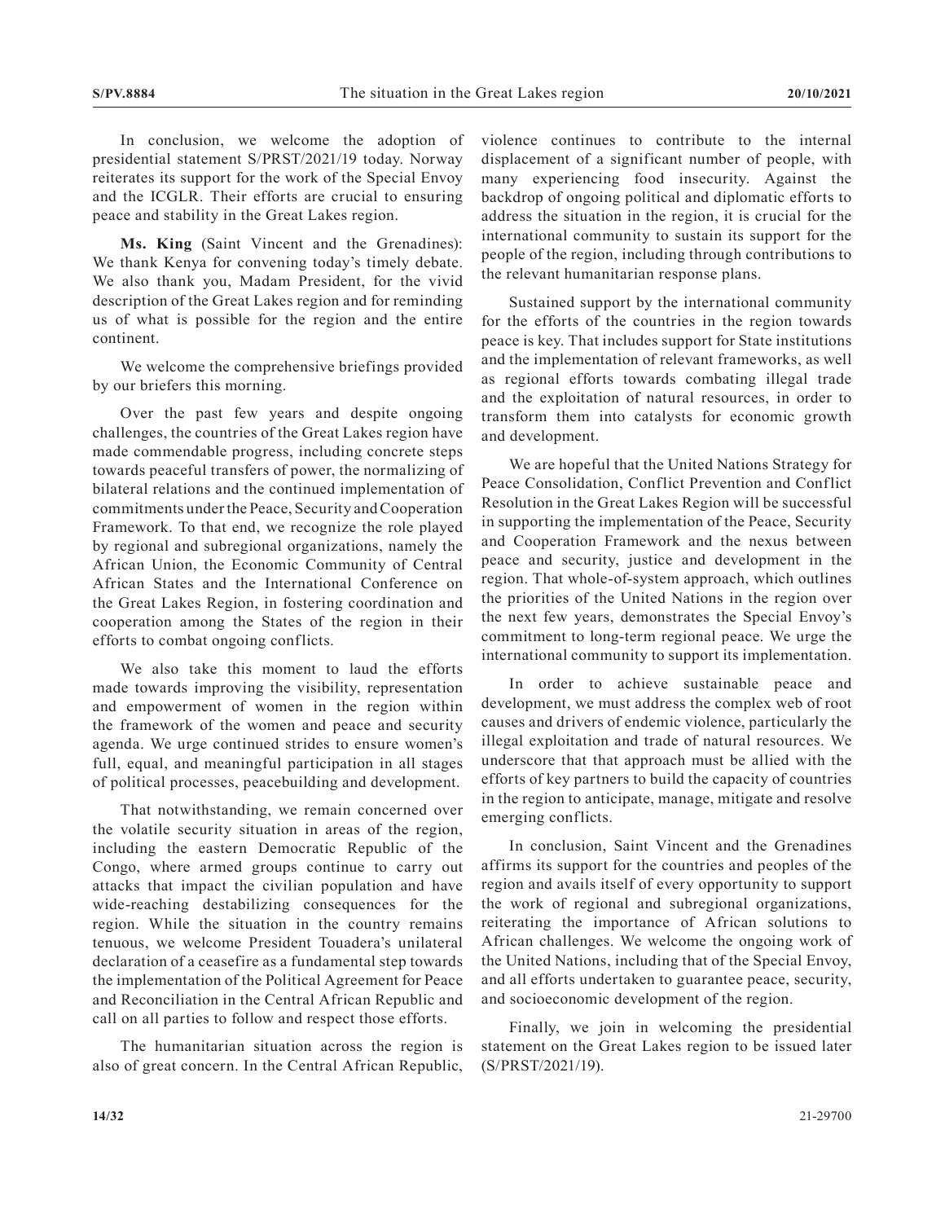In conclusion, we welcome the adoption of presidential statement S/PRST/2021/19 today. Norway reiterates its support for the work of the Special Envoy and the ICGLR. Their efforts are crucial to ensuring peace and stability in the Great Lakes region.

**Ms. King** (Saint Vincent and the Grenadines): We thank Kenya for convening today's timely debate. We also thank you, Madam President, for the vivid description of the Great Lakes region and for reminding us of what is possible for the region and the entire continent.

We welcome the comprehensive briefings provided by our briefers this morning.

Over the past few years and despite ongoing challenges, the countries of the Great Lakes region have made commendable progress, including concrete steps towards peaceful transfers of power, the normalizing of bilateral relations and the continued implementation of commitments under the Peace, Security and Cooperation Framework. To that end, we recognize the role played by regional and subregional organizations, namely the African Union, the Economic Community of Central African States and the International Conference on the Great Lakes Region, in fostering coordination and cooperation among the States of the region in their efforts to combat ongoing conflicts.

We also take this moment to laud the efforts made towards improving the visibility, representation and empowerment of women in the region within the framework of the women and peace and security agenda. We urge continued strides to ensure women's full, equal, and meaningful participation in all stages of political processes, peacebuilding and development.

That notwithstanding, we remain concerned over the volatile security situation in areas of the region, including the eastern Democratic Republic of the Congo, where armed groups continue to carry out attacks that impact the civilian population and have wide-reaching destabilizing consequences for the region. While the situation in the country remains tenuous, we welcome President Touadera's unilateral declaration of a ceasefire as a fundamental step towards the implementation of the Political Agreement for Peace and Reconciliation in the Central African Republic and call on all parties to follow and respect those efforts.

The humanitarian situation across the region is also of great concern. In the Central African Republic, violence continues to contribute to the internal displacement of a significant number of people, with many experiencing food insecurity. Against the backdrop of ongoing political and diplomatic efforts to address the situation in the region, it is crucial for the international community to sustain its support for the people of the region, including through contributions to the relevant humanitarian response plans.

Sustained support by the international community for the efforts of the countries in the region towards peace is key. That includes support for State institutions and the implementation of relevant frameworks, as well as regional efforts towards combating illegal trade and the exploitation of natural resources, in order to transform them into catalysts for economic growth and development.

We are hopeful that the United Nations Strategy for Peace Consolidation, Conflict Prevention and Conflict Resolution in the Great Lakes Region will be successful in supporting the implementation of the Peace, Security and Cooperation Framework and the nexus between peace and security, justice and development in the region. That whole-of-system approach, which outlines the priorities of the United Nations in the region over the next few years, demonstrates the Special Envoy's commitment to long-term regional peace. We urge the international community to support its implementation.

In order to achieve sustainable peace and development, we must address the complex web of root causes and drivers of endemic violence, particularly the illegal exploitation and trade of natural resources. We underscore that that approach must be allied with the efforts of key partners to build the capacity of countries in the region to anticipate, manage, mitigate and resolve emerging conflicts.

In conclusion, Saint Vincent and the Grenadines affirms its support for the countries and peoples of the region and avails itself of every opportunity to support the work of regional and subregional organizations, reiterating the importance of African solutions to African challenges. We welcome the ongoing work of the United Nations, including that of the Special Envoy, and all efforts undertaken to guarantee peace, security, and socioeconomic development of the region.

Finally, we join in welcoming the presidential statement on the Great Lakes region to be issued later (S/PRST/2021/19).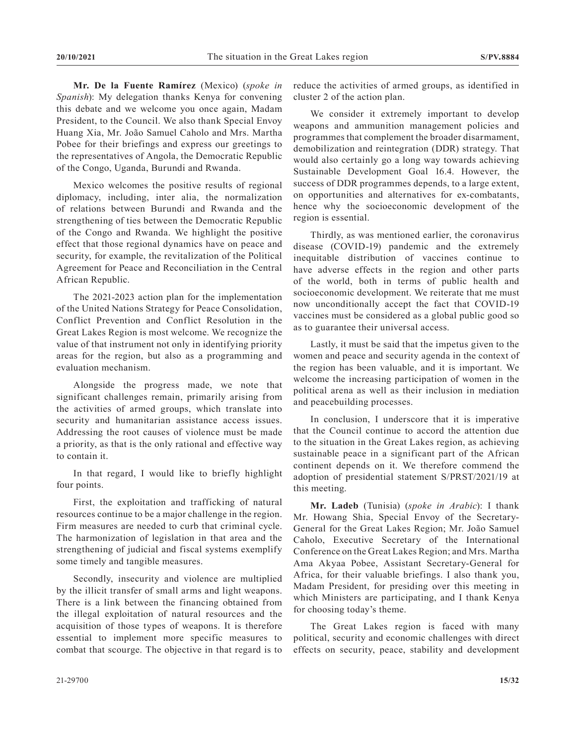**Mr. De la Fuente Ramírez** (Mexico) (*spoke in Spanish*): My delegation thanks Kenya for convening this debate and we welcome you once again, Madam President, to the Council. We also thank Special Envoy Huang Xia, Mr. João Samuel Caholo and Mrs. Martha Pobee for their briefings and express our greetings to the representatives of Angola, the Democratic Republic of the Congo, Uganda, Burundi and Rwanda.

Mexico welcomes the positive results of regional diplomacy, including, inter alia, the normalization of relations between Burundi and Rwanda and the strengthening of ties between the Democratic Republic of the Congo and Rwanda. We highlight the positive effect that those regional dynamics have on peace and security, for example, the revitalization of the Political Agreement for Peace and Reconciliation in the Central African Republic.

The 2021-2023 action plan for the implementation of the United Nations Strategy for Peace Consolidation, Conflict Prevention and Conflict Resolution in the Great Lakes Region is most welcome. We recognize the value of that instrument not only in identifying priority areas for the region, but also as a programming and evaluation mechanism.

Alongside the progress made, we note that significant challenges remain, primarily arising from the activities of armed groups, which translate into security and humanitarian assistance access issues. Addressing the root causes of violence must be made a priority, as that is the only rational and effective way to contain it.

In that regard, I would like to briefly highlight four points.

First, the exploitation and trafficking of natural resources continue to be a major challenge in the region. Firm measures are needed to curb that criminal cycle. The harmonization of legislation in that area and the strengthening of judicial and fiscal systems exemplify some timely and tangible measures.

Secondly, insecurity and violence are multiplied by the illicit transfer of small arms and light weapons. There is a link between the financing obtained from the illegal exploitation of natural resources and the acquisition of those types of weapons. It is therefore essential to implement more specific measures to combat that scourge. The objective in that regard is to reduce the activities of armed groups, as identified in cluster 2 of the action plan.

We consider it extremely important to develop weapons and ammunition management policies and programmes that complement the broader disarmament, demobilization and reintegration (DDR) strategy. That would also certainly go a long way towards achieving Sustainable Development Goal 16.4. However, the success of DDR programmes depends, to a large extent, on opportunities and alternatives for ex-combatants, hence why the socioeconomic development of the region is essential.

Thirdly, as was mentioned earlier, the coronavirus disease (COVID-19) pandemic and the extremely inequitable distribution of vaccines continue to have adverse effects in the region and other parts of the world, both in terms of public health and socioeconomic development. We reiterate that me must now unconditionally accept the fact that COVID-19 vaccines must be considered as a global public good so as to guarantee their universal access.

Lastly, it must be said that the impetus given to the women and peace and security agenda in the context of the region has been valuable, and it is important. We welcome the increasing participation of women in the political arena as well as their inclusion in mediation and peacebuilding processes.

In conclusion, I underscore that it is imperative that the Council continue to accord the attention due to the situation in the Great Lakes region, as achieving sustainable peace in a significant part of the African continent depends on it. We therefore commend the adoption of presidential statement S/PRST/2021/19 at this meeting.

**Mr. Ladeb** (Tunisia) (*spoke in Arabic*): I thank Mr. Howang Shia, Special Envoy of the Secretary-General for the Great Lakes Region; Mr. João Samuel Caholo, Executive Secretary of the International Conference on the Great Lakes Region; and Mrs. Martha Ama Akyaa Pobee, Assistant Secretary-General for Africa, for their valuable briefings. I also thank you, Madam President, for presiding over this meeting in which Ministers are participating, and I thank Kenya for choosing today's theme.

The Great Lakes region is faced with many political, security and economic challenges with direct effects on security, peace, stability and development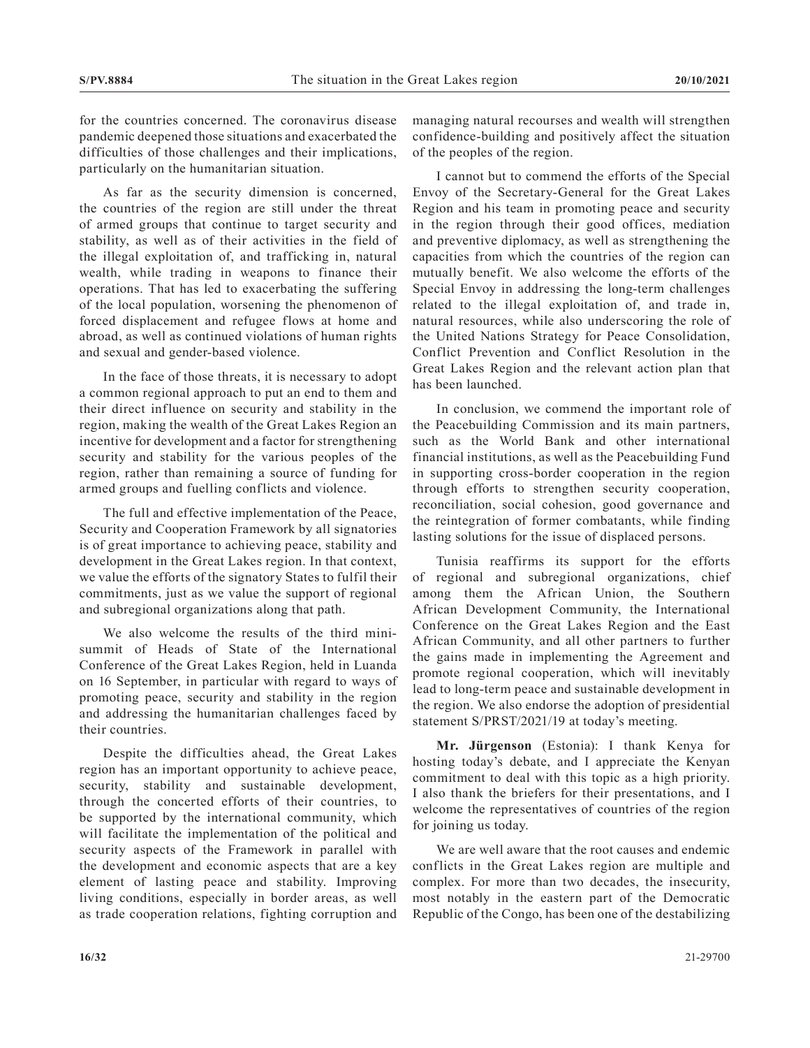for the countries concerned. The coronavirus disease pandemic deepened those situations and exacerbated the difficulties of those challenges and their implications, particularly on the humanitarian situation.

As far as the security dimension is concerned, the countries of the region are still under the threat of armed groups that continue to target security and stability, as well as of their activities in the field of the illegal exploitation of, and trafficking in, natural wealth, while trading in weapons to finance their operations. That has led to exacerbating the suffering of the local population, worsening the phenomenon of forced displacement and refugee flows at home and abroad, as well as continued violations of human rights and sexual and gender-based violence.

In the face of those threats, it is necessary to adopt a common regional approach to put an end to them and their direct influence on security and stability in the region, making the wealth of the Great Lakes Region an incentive for development and a factor for strengthening security and stability for the various peoples of the region, rather than remaining a source of funding for armed groups and fuelling conflicts and violence.

The full and effective implementation of the Peace, Security and Cooperation Framework by all signatories is of great importance to achieving peace, stability and development in the Great Lakes region. In that context, we value the efforts of the signatory States to fulfil their commitments, just as we value the support of regional and subregional organizations along that path.

We also welcome the results of the third mini-summit of Heads of State of the International Conference of the Great Lakes Region, held in Luanda on 16 September, in particular with regard to ways of promoting peace, security and stability in the region and addressing the humanitarian challenges faced by their countries.

Despite the difficulties ahead, the Great Lakes region has an important opportunity to achieve peace, security, stability and sustainable development, through the concerted efforts of their countries, to be supported by the international community, which will facilitate the implementation of the political and security aspects of the Framework in parallel with the development and economic aspects that are a key element of lasting peace and stability. Improving living conditions, especially in border areas, as well as trade cooperation relations, fighting corruption and managing natural recourses and wealth will strengthen confidence-building and positively affect the situation of the peoples of the region.

I cannot but to commend the efforts of the Special Envoy of the Secretary-General for the Great Lakes Region and his team in promoting peace and security in the region through their good offices, mediation and preventive diplomacy, as well as strengthening the capacities from which the countries of the region can mutually benefit. We also welcome the efforts of the Special Envoy in addressing the long-term challenges related to the illegal exploitation of, and trade in, natural resources, while also underscoring the role of the United Nations Strategy for Peace Consolidation, Conflict Prevention and Conflict Resolution in the Great Lakes Region and the relevant action plan that has been launched.

In conclusion, we commend the important role of the Peacebuilding Commission and its main partners, such as the World Bank and other international financial institutions, as well as the Peacebuilding Fund in supporting cross-border cooperation in the region through efforts to strengthen security cooperation, reconciliation, social cohesion, good governance and the reintegration of former combatants, while finding lasting solutions for the issue of displaced persons.

Tunisia reaffirms its support for the efforts of regional and subregional organizations, chief among them the African Union, the Southern African Development Community, the International Conference on the Great Lakes Region and the East African Community, and all other partners to further the gains made in implementing the Agreement and promote regional cooperation, which will inevitably lead to long-term peace and sustainable development in the region. We also endorse the adoption of presidential statement S/PRST/2021/19 at today's meeting.

**Mr. Jürgenson** (Estonia): I thank Kenya for hosting today's debate, and I appreciate the Kenyan commitment to deal with this topic as a high priority. I also thank the briefers for their presentations, and I welcome the representatives of countries of the region for joining us today.

We are well aware that the root causes and endemic conflicts in the Great Lakes region are multiple and complex. For more than two decades, the insecurity, most notably in the eastern part of the Democratic Republic of the Congo, has been one of the destabilizing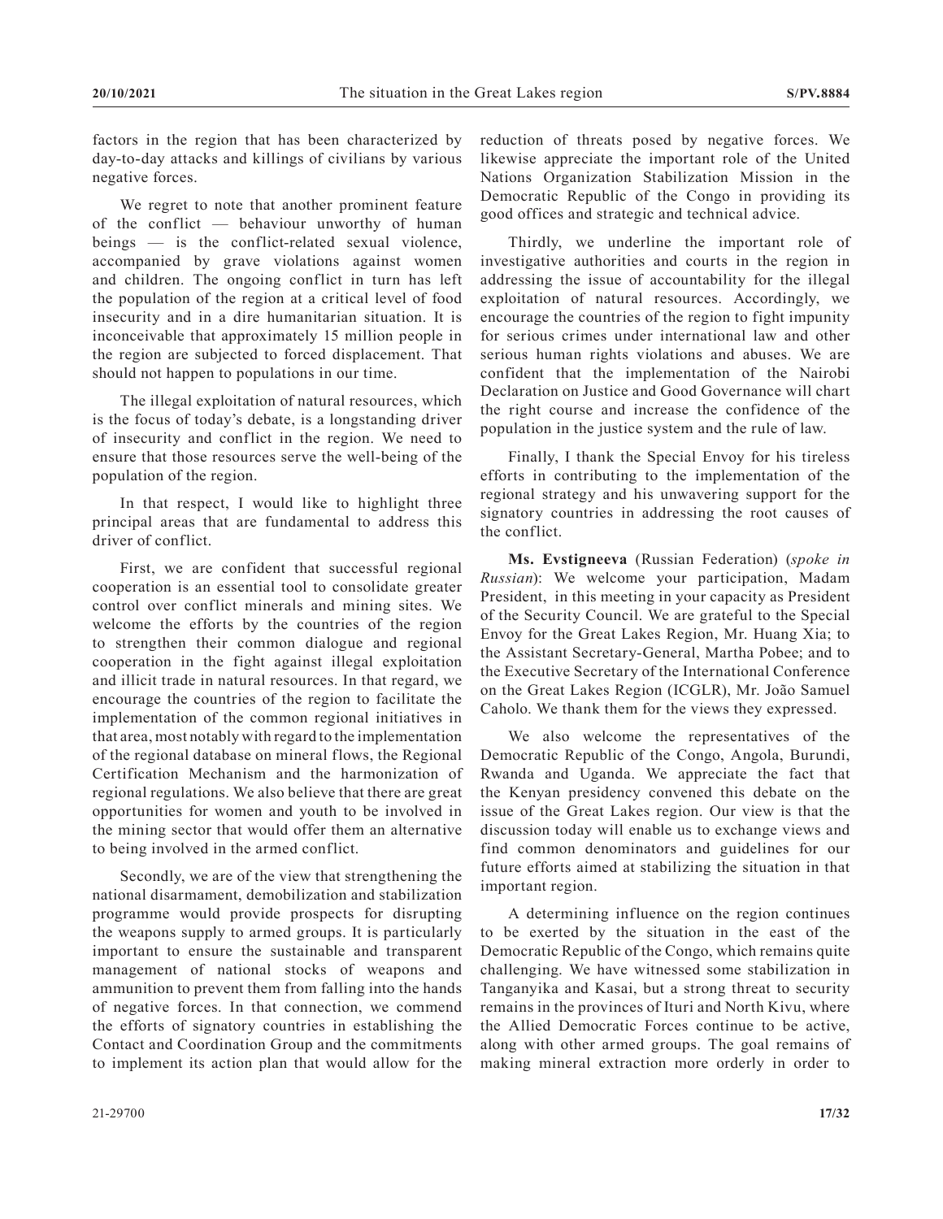factors in the region that has been characterized by day-to-day attacks and killings of civilians by various negative forces.

We regret to note that another prominent feature of the conflict — behaviour unworthy of human beings — is the conflict-related sexual violence, accompanied by grave violations against women and children. The ongoing conflict in turn has left the population of the region at a critical level of food insecurity and in a dire humanitarian situation. It is inconceivable that approximately 15 million people in the region are subjected to forced displacement. That should not happen to populations in our time.

The illegal exploitation of natural resources, which is the focus of today's debate, is a longstanding driver of insecurity and conflict in the region. We need to ensure that those resources serve the well-being of the population of the region.

In that respect, I would like to highlight three principal areas that are fundamental to address this driver of conflict.

First, we are confident that successful regional cooperation is an essential tool to consolidate greater control over conflict minerals and mining sites. We welcome the efforts by the countries of the region to strengthen their common dialogue and regional cooperation in the fight against illegal exploitation and illicit trade in natural resources. In that regard, we encourage the countries of the region to facilitate the implementation of the common regional initiatives in that area, most notably with regard to the implementation of the regional database on mineral flows, the Regional Certification Mechanism and the harmonization of regional regulations. We also believe that there are great opportunities for women and youth to be involved in the mining sector that would offer them an alternative to being involved in the armed conflict.

Secondly, we are of the view that strengthening the national disarmament, demobilization and stabilization programme would provide prospects for disrupting the weapons supply to armed groups. It is particularly important to ensure the sustainable and transparent management of national stocks of weapons and ammunition to prevent them from falling into the hands of negative forces. In that connection, we commend the efforts of signatory countries in establishing the Contact and Coordination Group and the commitments to implement its action plan that would allow for the reduction of threats posed by negative forces. We likewise appreciate the important role of the United Nations Organization Stabilization Mission in the Democratic Republic of the Congo in providing its good offices and strategic and technical advice.

Thirdly, we underline the important role of investigative authorities and courts in the region in addressing the issue of accountability for the illegal exploitation of natural resources. Accordingly, we encourage the countries of the region to fight impunity for serious crimes under international law and other serious human rights violations and abuses. We are confident that the implementation of the Nairobi Declaration on Justice and Good Governance will chart the right course and increase the confidence of the population in the justice system and the rule of law.

Finally, I thank the Special Envoy for his tireless efforts in contributing to the implementation of the regional strategy and his unwavering support for the signatory countries in addressing the root causes of the conflict.

**Ms. Evstigneeva** (Russian Federation) (*spoke in Russian*): We welcome your participation, Madam President, in this meeting in your capacity as President of the Security Council. We are grateful to the Special Envoy for the Great Lakes Region, Mr. Huang Xia; to the Assistant Secretary-General, Martha Pobee; and to the Executive Secretary of the International Conference on the Great Lakes Region (ICGLR), Mr. João Samuel Caholo. We thank them for the views they expressed.

We also welcome the representatives of the Democratic Republic of the Congo, Angola, Burundi, Rwanda and Uganda. We appreciate the fact that the Kenyan presidency convened this debate on the issue of the Great Lakes region. Our view is that the discussion today will enable us to exchange views and find common denominators and guidelines for our future efforts aimed at stabilizing the situation in that important region.

A determining influence on the region continues to be exerted by the situation in the east of the Democratic Republic of the Congo, which remains quite challenging. We have witnessed some stabilization in Tanganyika and Kasai, but a strong threat to security remains in the provinces of Ituri and North Kivu, where the Allied Democratic Forces continue to be active, along with other armed groups. The goal remains of making mineral extraction more orderly in order to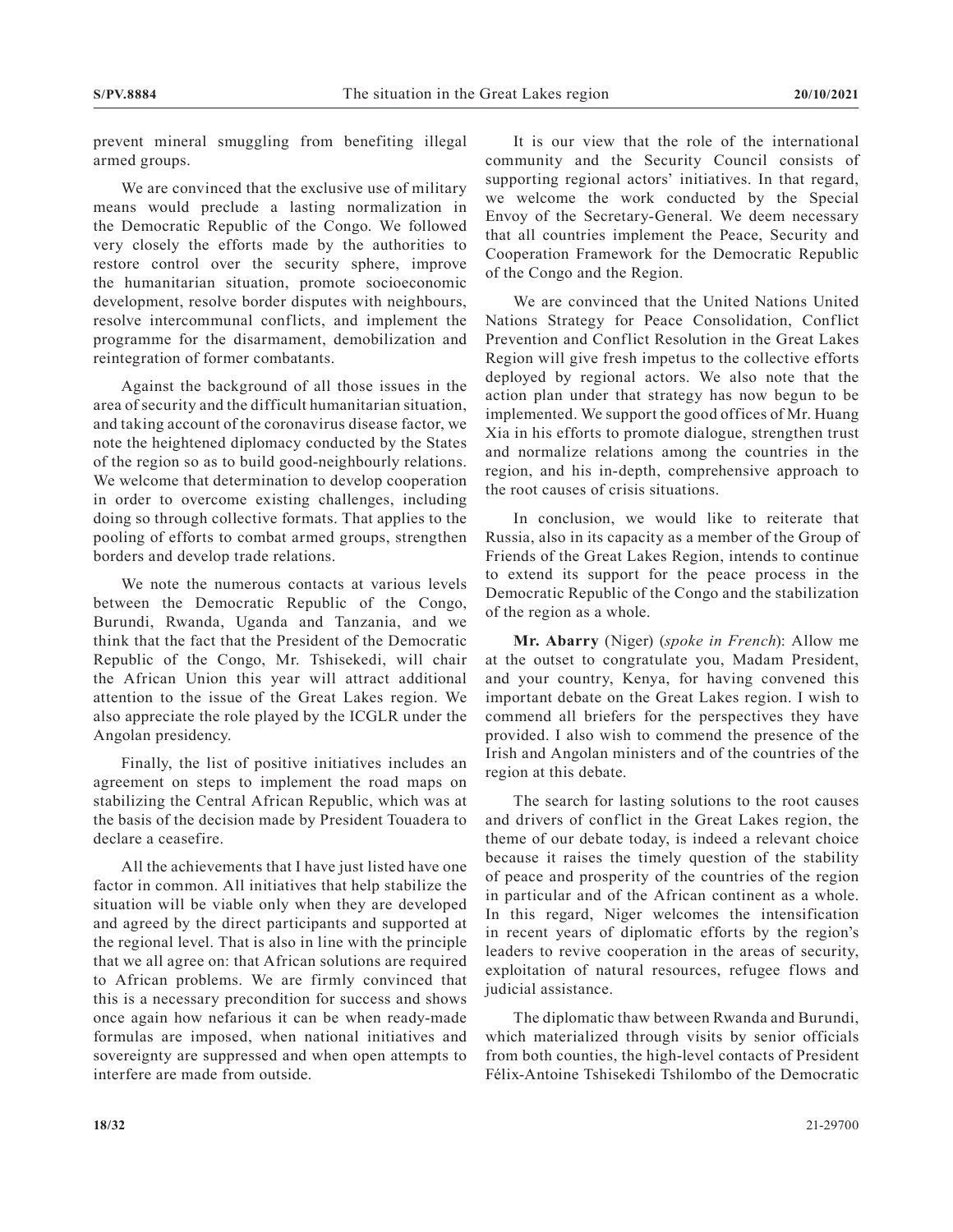prevent mineral smuggling from benefiting illegal armed groups.

We are convinced that the exclusive use of military means would preclude a lasting normalization in the Democratic Republic of the Congo. We followed very closely the efforts made by the authorities to restore control over the security sphere, improve the humanitarian situation, promote socioeconomic development, resolve border disputes with neighbours, resolve intercommunal conflicts, and implement the programme for the disarmament, demobilization and reintegration of former combatants.

Against the background of all those issues in the area of security and the difficult humanitarian situation, and taking account of the coronavirus disease factor, we note the heightened diplomacy conducted by the States of the region so as to build good-neighbourly relations. We welcome that determination to develop cooperation in order to overcome existing challenges, including doing so through collective formats. That applies to the pooling of efforts to combat armed groups, strengthen borders and develop trade relations.

We note the numerous contacts at various levels between the Democratic Republic of the Congo, Burundi, Rwanda, Uganda and Tanzania, and we think that the fact that the President of the Democratic Republic of the Congo, Mr. Tshisekedi, will chair the African Union this year will attract additional attention to the issue of the Great Lakes region. We also appreciate the role played by the ICGLR under the Angolan presidency.

Finally, the list of positive initiatives includes an agreement on steps to implement the road maps on stabilizing the Central African Republic, which was at the basis of the decision made by President Touadera to declare a ceasefire.

All the achievements that I have just listed have one factor in common. All initiatives that help stabilize the situation will be viable only when they are developed and agreed by the direct participants and supported at the regional level. That is also in line with the principle that we all agree on: that African solutions are required to African problems. We are firmly convinced that this is a necessary precondition for success and shows once again how nefarious it can be when ready-made formulas are imposed, when national initiatives and sovereignty are suppressed and when open attempts to interfere are made from outside.

It is our view that the role of the international community and the Security Council consists of supporting regional actors' initiatives. In that regard, we welcome the work conducted by the Special Envoy of the Secretary-General. We deem necessary that all countries implement the Peace, Security and Cooperation Framework for the Democratic Republic of the Congo and the Region.

We are convinced that the United Nations United Nations Strategy for Peace Consolidation, Conflict Prevention and Conflict Resolution in the Great Lakes Region will give fresh impetus to the collective efforts deployed by regional actors. We also note that the action plan under that strategy has now begun to be implemented. We support the good offices of Mr. Huang Xia in his efforts to promote dialogue, strengthen trust and normalize relations among the countries in the region, and his in-depth, comprehensive approach to the root causes of crisis situations.

In conclusion, we would like to reiterate that Russia, also in its capacity as a member of the Group of Friends of the Great Lakes Region, intends to continue to extend its support for the peace process in the Democratic Republic of the Congo and the stabilization of the region as a whole.

**Mr. Abarry** (Niger) (*spoke in French*): Allow me at the outset to congratulate you, Madam President, and your country, Kenya, for having convened this important debate on the Great Lakes region. I wish to commend all briefers for the perspectives they have provided. I also wish to commend the presence of the Irish and Angolan ministers and of the countries of the region at this debate.

The search for lasting solutions to the root causes and drivers of conflict in the Great Lakes region, the theme of our debate today, is indeed a relevant choice because it raises the timely question of the stability of peace and prosperity of the countries of the region in particular and of the African continent as a whole. In this regard, Niger welcomes the intensification in recent years of diplomatic efforts by the region's leaders to revive cooperation in the areas of security, exploitation of natural resources, refugee flows and judicial assistance.

The diplomatic thaw between Rwanda and Burundi, which materialized through visits by senior officials from both counties, the high-level contacts of President Félix-Antoine Tshisekedi Tshilombo of the Democratic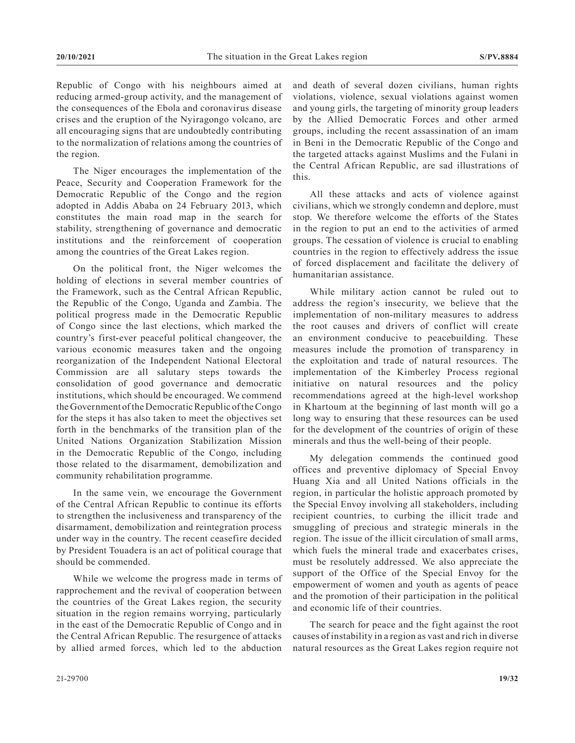Republic of Congo with his neighbours aimed at reducing armed-group activity, and the management of the consequences of the Ebola and coronavirus disease crises and the eruption of the Nyiragongo volcano, are all encouraging signs that are undoubtedly contributing to the normalization of relations among the countries of the region.

The Niger encourages the implementation of the Peace, Security and Cooperation Framework for the Democratic Republic of the Congo and the region adopted in Addis Ababa on 24 February 2013, which constitutes the main road map in the search for stability, strengthening of governance and democratic institutions and the reinforcement of cooperation among the countries of the Great Lakes region.

On the political front, the Niger welcomes the holding of elections in several member countries of the Framework, such as the Central African Republic, the Republic of the Congo, Uganda and Zambia. The political progress made in the Democratic Republic of Congo since the last elections, which marked the country's first-ever peaceful political changeover, the various economic measures taken and the ongoing reorganization of the Independent National Electoral Commission are all salutary steps towards the consolidation of good governance and democratic institutions, which should be encouraged. We commend the Government of the Democratic Republic of the Congo for the steps it has also taken to meet the objectives set forth in the benchmarks of the transition plan of the United Nations Organization Stabilization Mission in the Democratic Republic of the Congo, including those related to the disarmament, demobilization and community rehabilitation programme.

In the same vein, we encourage the Government of the Central African Republic to continue its efforts to strengthen the inclusiveness and transparency of the disarmament, demobilization and reintegration process under way in the country. The recent ceasefire decided by President Touadera is an act of political courage that should be commended.

While we welcome the progress made in terms of rapprochement and the revival of cooperation between the countries of the Great Lakes region, the security situation in the region remains worrying, particularly in the east of the Democratic Republic of Congo and in the Central African Republic. The resurgence of attacks by allied armed forces, which led to the abduction and death of several dozen civilians, human rights violations, violence, sexual violations against women and young girls, the targeting of minority group leaders by the Allied Democratic Forces and other armed groups, including the recent assassination of an imam in Beni in the Democratic Republic of the Congo and the targeted attacks against Muslims and the Fulani in the Central African Republic, are sad illustrations of this.

All these attacks and acts of violence against civilians, which we strongly condemn and deplore, must stop. We therefore welcome the efforts of the States in the region to put an end to the activities of armed groups. The cessation of violence is crucial to enabling countries in the region to effectively address the issue of forced displacement and facilitate the delivery of humanitarian assistance.

While military action cannot be ruled out to address the region's insecurity, we believe that the implementation of non-military measures to address the root causes and drivers of conflict will create an environment conducive to peacebuilding. These measures include the promotion of transparency in the exploitation and trade of natural resources. The implementation of the Kimberley Process regional initiative on natural resources and the policy recommendations agreed at the high-level workshop in Khartoum at the beginning of last month will go a long way to ensuring that these resources can be used for the development of the countries of origin of these minerals and thus the well-being of their people.

My delegation commends the continued good offices and preventive diplomacy of Special Envoy Huang Xia and all United Nations officials in the region, in particular the holistic approach promoted by the Special Envoy involving all stakeholders, including recipient countries, to curbing the illicit trade and smuggling of precious and strategic minerals in the region. The issue of the illicit circulation of small arms, which fuels the mineral trade and exacerbates crises, must be resolutely addressed. We also appreciate the support of the Office of the Special Envoy for the empowerment of women and youth as agents of peace and the promotion of their participation in the political and economic life of their countries.

The search for peace and the fight against the root causes of instability in a region as vast and rich in diverse natural resources as the Great Lakes region require not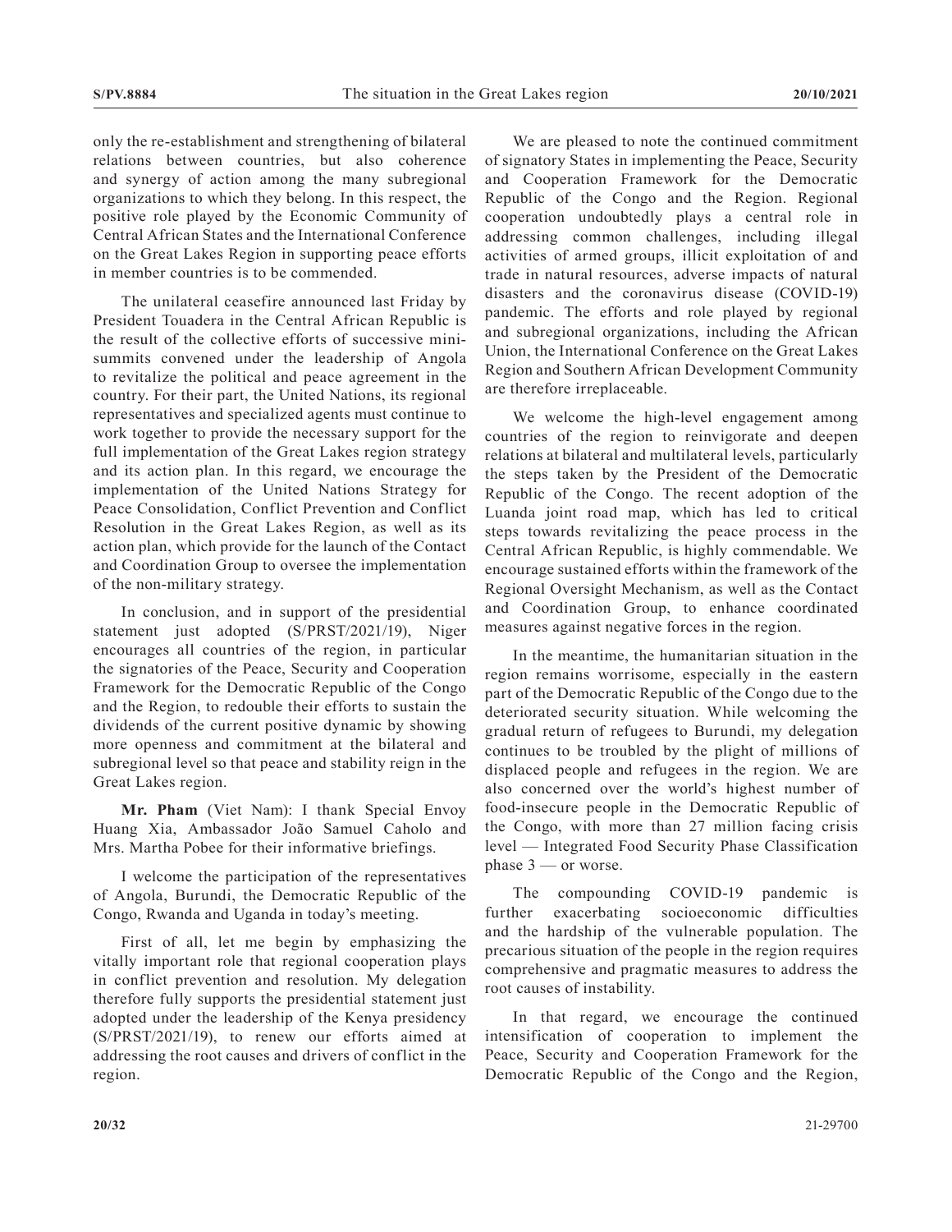only the re-establishment and strengthening of bilateral relations between countries, but also coherence and synergy of action among the many subregional organizations to which they belong. In this respect, the positive role played by the Economic Community of Central African States and the International Conference on the Great Lakes Region in supporting peace efforts in member countries is to be commended.

The unilateral ceasefire announced last Friday by President Touadera in the Central African Republic is the result of the collective efforts of successive mini-summits convened under the leadership of Angola to revitalize the political and peace agreement in the country. For their part, the United Nations, its regional representatives and specialized agents must continue to work together to provide the necessary support for the full implementation of the Great Lakes region strategy and its action plan. In this regard, we encourage the implementation of the United Nations Strategy for Peace Consolidation, Conflict Prevention and Conflict Resolution in the Great Lakes Region, as well as its action plan, which provide for the launch of the Contact and Coordination Group to oversee the implementation of the non-military strategy.

In conclusion, and in support of the presidential statement just adopted (S/PRST/2021/19), Niger encourages all countries of the region, in particular the signatories of the Peace, Security and Cooperation Framework for the Democratic Republic of the Congo and the Region, to redouble their efforts to sustain the dividends of the current positive dynamic by showing more openness and commitment at the bilateral and subregional level so that peace and stability reign in the Great Lakes region.

**Mr. Pham** (Viet Nam): I thank Special Envoy Huang Xia, Ambassador João Samuel Caholo and Mrs. Martha Pobee for their informative briefings.

I welcome the participation of the representatives of Angola, Burundi, the Democratic Republic of the Congo, Rwanda and Uganda in today's meeting.

First of all, let me begin by emphasizing the vitally important role that regional cooperation plays in conflict prevention and resolution. My delegation therefore fully supports the presidential statement just adopted under the leadership of the Kenya presidency (S/PRST/2021/19), to renew our efforts aimed at addressing the root causes and drivers of conflict in the region.

We are pleased to note the continued commitment of signatory States in implementing the Peace, Security and Cooperation Framework for the Democratic Republic of the Congo and the Region. Regional cooperation undoubtedly plays a central role in addressing common challenges, including illegal activities of armed groups, illicit exploitation of and trade in natural resources, adverse impacts of natural disasters and the coronavirus disease (COVID-19) pandemic. The efforts and role played by regional and subregional organizations, including the African Union, the International Conference on the Great Lakes Region and Southern African Development Community are therefore irreplaceable.

We welcome the high-level engagement among countries of the region to reinvigorate and deepen relations at bilateral and multilateral levels, particularly the steps taken by the President of the Democratic Republic of the Congo. The recent adoption of the Luanda joint road map, which has led to critical steps towards revitalizing the peace process in the Central African Republic, is highly commendable. We encourage sustained efforts within the framework of the Regional Oversight Mechanism, as well as the Contact and Coordination Group, to enhance coordinated measures against negative forces in the region.

In the meantime, the humanitarian situation in the region remains worrisome, especially in the eastern part of the Democratic Republic of the Congo due to the deteriorated security situation. While welcoming the gradual return of refugees to Burundi, my delegation continues to be troubled by the plight of millions of displaced people and refugees in the region. We are also concerned over the world's highest number of food-insecure people in the Democratic Republic of the Congo, with more than 27 million facing crisis level — Integrated Food Security Phase Classification phase 3 — or worse.

The compounding COVID-19 pandemic is further exacerbating socioeconomic difficulties and the hardship of the vulnerable population. The precarious situation of the people in the region requires comprehensive and pragmatic measures to address the root causes of instability.

In that regard, we encourage the continued intensification of cooperation to implement the Peace, Security and Cooperation Framework for the Democratic Republic of the Congo and the Region,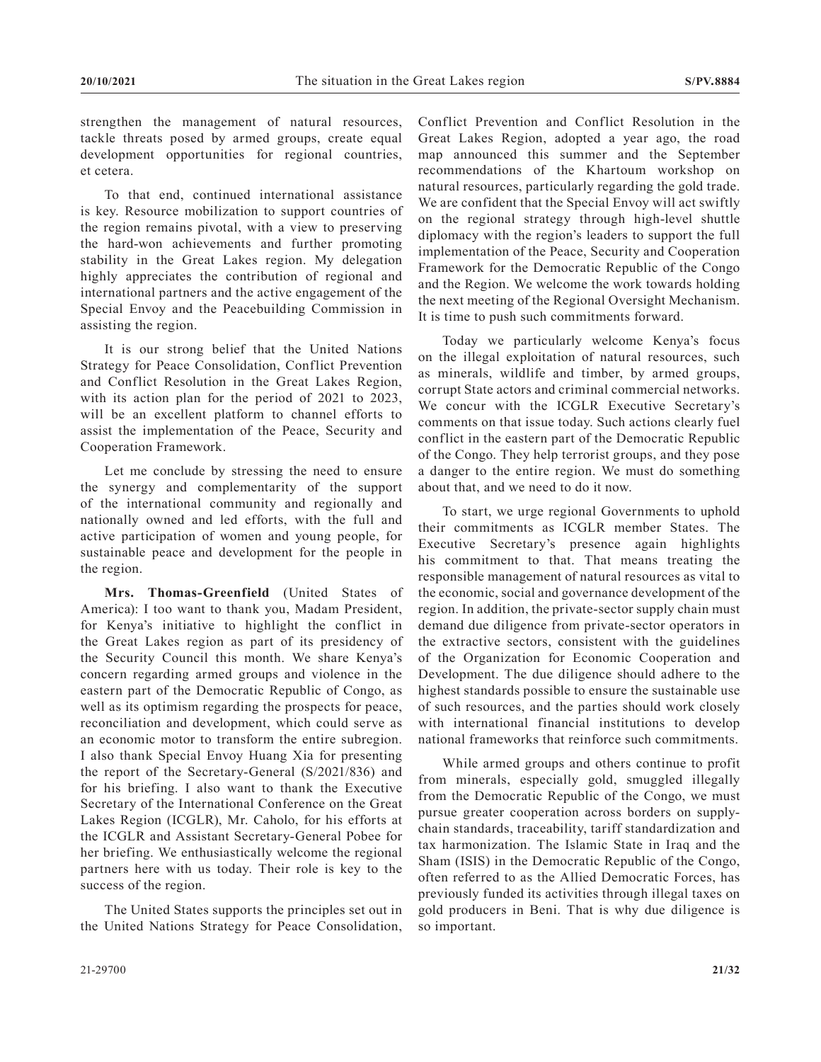strengthen the management of natural resources, tackle threats posed by armed groups, create equal development opportunities for regional countries, et cetera.

To that end, continued international assistance is key. Resource mobilization to support countries of the region remains pivotal, with a view to preserving the hard-won achievements and further promoting stability in the Great Lakes region. My delegation highly appreciates the contribution of regional and international partners and the active engagement of the Special Envoy and the Peacebuilding Commission in assisting the region.

It is our strong belief that the United Nations Strategy for Peace Consolidation, Conflict Prevention and Conflict Resolution in the Great Lakes Region, with its action plan for the period of 2021 to 2023, will be an excellent platform to channel efforts to assist the implementation of the Peace, Security and Cooperation Framework.

Let me conclude by stressing the need to ensure the synergy and complementarity of the support of the international community and regionally and nationally owned and led efforts, with the full and active participation of women and young people, for sustainable peace and development for the people in the region.

**Mrs. Thomas-Greenfield** (United States of America): I too want to thank you, Madam President, for Kenya's initiative to highlight the conflict in the Great Lakes region as part of its presidency of the Security Council this month. We share Kenya's concern regarding armed groups and violence in the eastern part of the Democratic Republic of Congo, as well as its optimism regarding the prospects for peace, reconciliation and development, which could serve as an economic motor to transform the entire subregion. I also thank Special Envoy Huang Xia for presenting the report of the Secretary-General (S/2021/836) and for his briefing. I also want to thank the Executive Secretary of the International Conference on the Great Lakes Region (ICGLR), Mr. Caholo, for his efforts at the ICGLR and Assistant Secretary-General Pobee for her briefing. We enthusiastically welcome the regional partners here with us today. Their role is key to the success of the region.

The United States supports the principles set out in the United Nations Strategy for Peace Consolidation, Conflict Prevention and Conflict Resolution in the Great Lakes Region, adopted a year ago, the road map announced this summer and the September recommendations of the Khartoum workshop on natural resources, particularly regarding the gold trade. We are confident that the Special Envoy will act swiftly on the regional strategy through high-level shuttle diplomacy with the region's leaders to support the full implementation of the Peace, Security and Cooperation Framework for the Democratic Republic of the Congo and the Region. We welcome the work towards holding the next meeting of the Regional Oversight Mechanism. It is time to push such commitments forward.

Today we particularly welcome Kenya's focus on the illegal exploitation of natural resources, such as minerals, wildlife and timber, by armed groups, corrupt State actors and criminal commercial networks. We concur with the ICGLR Executive Secretary's comments on that issue today. Such actions clearly fuel conflict in the eastern part of the Democratic Republic of the Congo. They help terrorist groups, and they pose a danger to the entire region. We must do something about that, and we need to do it now.

To start, we urge regional Governments to uphold their commitments as ICGLR member States. The Executive Secretary's presence again highlights his commitment to that. That means treating the responsible management of natural resources as vital to the economic, social and governance development of the region. In addition, the private-sector supply chain must demand due diligence from private-sector operators in the extractive sectors, consistent with the guidelines of the Organization for Economic Cooperation and Development. The due diligence should adhere to the highest standards possible to ensure the sustainable use of such resources, and the parties should work closely with international financial institutions to develop national frameworks that reinforce such commitments.

While armed groups and others continue to profit from minerals, especially gold, smuggled illegally from the Democratic Republic of the Congo, we must pursue greater cooperation across borders on supply-chain standards, traceability, tariff standardization and tax harmonization. The Islamic State in Iraq and the Sham (ISIS) in the Democratic Republic of the Congo, often referred to as the Allied Democratic Forces, has previously funded its activities through illegal taxes on gold producers in Beni. That is why due diligence is so important.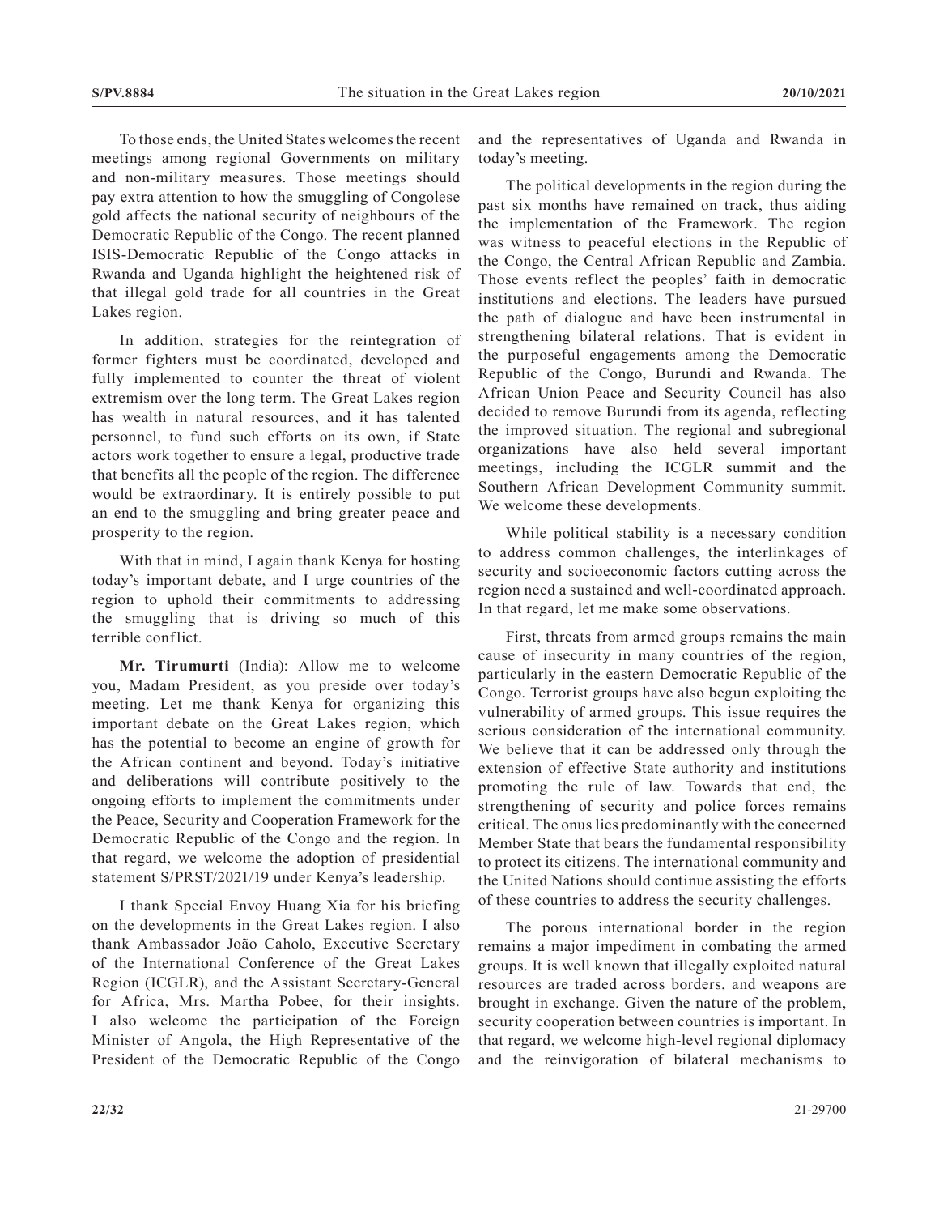To those ends, the United States welcomes the recent meetings among regional Governments on military and non-military measures. Those meetings should pay extra attention to how the smuggling of Congolese gold affects the national security of neighbours of the Democratic Republic of the Congo. The recent planned ISIS-Democratic Republic of the Congo attacks in Rwanda and Uganda highlight the heightened risk of that illegal gold trade for all countries in the Great Lakes region.

In addition, strategies for the reintegration of former fighters must be coordinated, developed and fully implemented to counter the threat of violent extremism over the long term. The Great Lakes region has wealth in natural resources, and it has talented personnel, to fund such efforts on its own, if State actors work together to ensure a legal, productive trade that benefits all the people of the region. The difference would be extraordinary. It is entirely possible to put an end to the smuggling and bring greater peace and prosperity to the region.

With that in mind, I again thank Kenya for hosting today's important debate, and I urge countries of the region to uphold their commitments to addressing the smuggling that is driving so much of this terrible conflict.

**Mr. Tirumurti** (India): Allow me to welcome you, Madam President, as you preside over today's meeting. Let me thank Kenya for organizing this important debate on the Great Lakes region, which has the potential to become an engine of growth for the African continent and beyond. Today's initiative and deliberations will contribute positively to the ongoing efforts to implement the commitments under the Peace, Security and Cooperation Framework for the Democratic Republic of the Congo and the region. In that regard, we welcome the adoption of presidential statement S/PRST/2021/19 under Kenya's leadership.

I thank Special Envoy Huang Xia for his briefing on the developments in the Great Lakes region. I also thank Ambassador João Caholo, Executive Secretary of the International Conference of the Great Lakes Region (ICGLR), and the Assistant Secretary-General for Africa, Mrs. Martha Pobee, for their insights. I also welcome the participation of the Foreign Minister of Angola, the High Representative of the President of the Democratic Republic of the Congo and the representatives of Uganda and Rwanda in today's meeting.

The political developments in the region during the past six months have remained on track, thus aiding the implementation of the Framework. The region was witness to peaceful elections in the Republic of the Congo, the Central African Republic and Zambia. Those events reflect the peoples' faith in democratic institutions and elections. The leaders have pursued the path of dialogue and have been instrumental in strengthening bilateral relations. That is evident in the purposeful engagements among the Democratic Republic of the Congo, Burundi and Rwanda. The African Union Peace and Security Council has also decided to remove Burundi from its agenda, reflecting the improved situation. The regional and subregional organizations have also held several important meetings, including the ICGLR summit and the Southern African Development Community summit. We welcome these developments.

While political stability is a necessary condition to address common challenges, the interlinkages of security and socioeconomic factors cutting across the region need a sustained and well-coordinated approach. In that regard, let me make some observations.

First, threats from armed groups remains the main cause of insecurity in many countries of the region, particularly in the eastern Democratic Republic of the Congo. Terrorist groups have also begun exploiting the vulnerability of armed groups. This issue requires the serious consideration of the international community. We believe that it can be addressed only through the extension of effective State authority and institutions promoting the rule of law. Towards that end, the strengthening of security and police forces remains critical. The onus lies predominantly with the concerned Member State that bears the fundamental responsibility to protect its citizens. The international community and the United Nations should continue assisting the efforts of these countries to address the security challenges.

The porous international border in the region remains a major impediment in combating the armed groups. It is well known that illegally exploited natural resources are traded across borders, and weapons are brought in exchange. Given the nature of the problem, security cooperation between countries is important. In that regard, we welcome high-level regional diplomacy and the reinvigoration of bilateral mechanisms to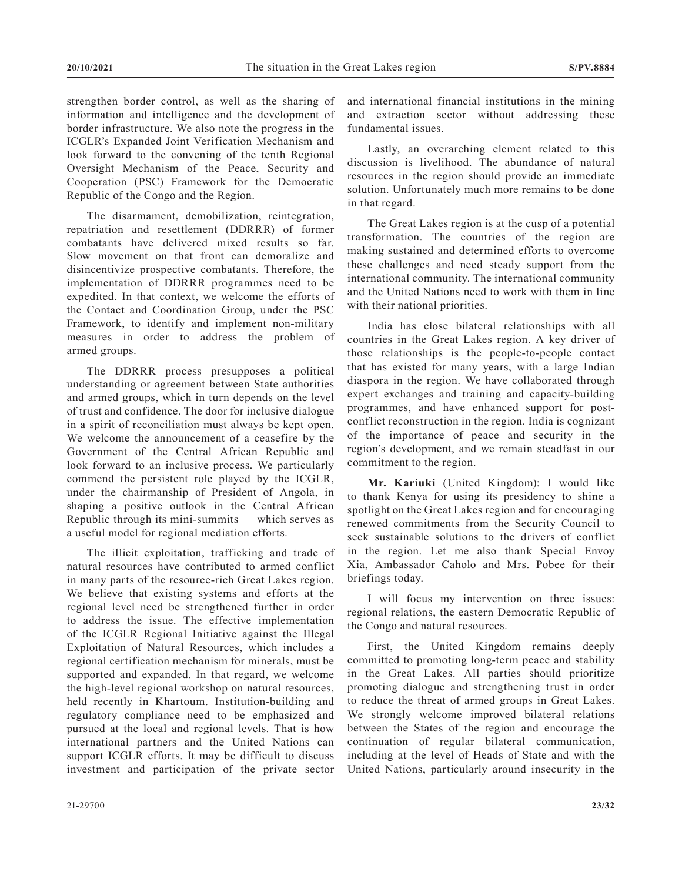strengthen border control, as well as the sharing of information and intelligence and the development of border infrastructure. We also note the progress in the ICGLR's Expanded Joint Verification Mechanism and look forward to the convening of the tenth Regional Oversight Mechanism of the Peace, Security and Cooperation (PSC) Framework for the Democratic Republic of the Congo and the Region.

The disarmament, demobilization, reintegration, repatriation and resettlement (DDRRR) of former combatants have delivered mixed results so far. Slow movement on that front can demoralize and disincentivize prospective combatants. Therefore, the implementation of DDRRR programmes need to be expedited. In that context, we welcome the efforts of the Contact and Coordination Group, under the PSC Framework, to identify and implement non-military measures in order to address the problem of armed groups.

The DDRRR process presupposes a political understanding or agreement between State authorities and armed groups, which in turn depends on the level of trust and confidence. The door for inclusive dialogue in a spirit of reconciliation must always be kept open. We welcome the announcement of a ceasefire by the Government of the Central African Republic and look forward to an inclusive process. We particularly commend the persistent role played by the ICGLR, under the chairmanship of President of Angola, in shaping a positive outlook in the Central African Republic through its mini-summits — which serves as a useful model for regional mediation efforts.

The illicit exploitation, trafficking and trade of natural resources have contributed to armed conflict in many parts of the resource-rich Great Lakes region. We believe that existing systems and efforts at the regional level need be strengthened further in order to address the issue. The effective implementation of the ICGLR Regional Initiative against the Illegal Exploitation of Natural Resources, which includes a regional certification mechanism for minerals, must be supported and expanded. In that regard, we welcome the high-level regional workshop on natural resources, held recently in Khartoum. Institution-building and regulatory compliance need to be emphasized and pursued at the local and regional levels. That is how international partners and the United Nations can support ICGLR efforts. It may be difficult to discuss investment and participation of the private sector and international financial institutions in the mining and extraction sector without addressing these fundamental issues.

Lastly, an overarching element related to this discussion is livelihood. The abundance of natural resources in the region should provide an immediate solution. Unfortunately much more remains to be done in that regard.

The Great Lakes region is at the cusp of a potential transformation. The countries of the region are making sustained and determined efforts to overcome these challenges and need steady support from the international community. The international community and the United Nations need to work with them in line with their national priorities.

India has close bilateral relationships with all countries in the Great Lakes region. A key driver of those relationships is the people-to-people contact that has existed for many years, with a large Indian diaspora in the region. We have collaborated through expert exchanges and training and capacity-building programmes, and have enhanced support for post-conflict reconstruction in the region. India is cognizant of the importance of peace and security in the region's development, and we remain steadfast in our commitment to the region.

**Mr. Kariuki** (United Kingdom): I would like to thank Kenya for using its presidency to shine a spotlight on the Great Lakes region and for encouraging renewed commitments from the Security Council to seek sustainable solutions to the drivers of conflict in the region. Let me also thank Special Envoy Xia, Ambassador Caholo and Mrs. Pobee for their briefings today.

I will focus my intervention on three issues: regional relations, the eastern Democratic Republic of the Congo and natural resources.

First, the United Kingdom remains deeply committed to promoting long-term peace and stability in the Great Lakes. All parties should prioritize promoting dialogue and strengthening trust in order to reduce the threat of armed groups in Great Lakes. We strongly welcome improved bilateral relations between the States of the region and encourage the continuation of regular bilateral communication, including at the level of Heads of State and with the United Nations, particularly around insecurity in the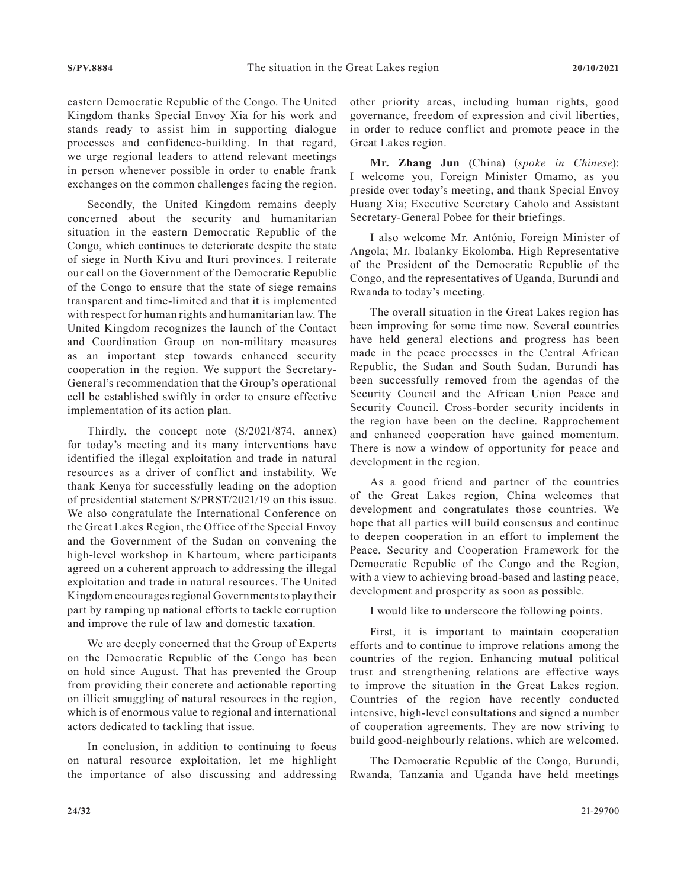eastern Democratic Republic of the Congo. The United Kingdom thanks Special Envoy Xia for his work and stands ready to assist him in supporting dialogue processes and confidence-building. In that regard, we urge regional leaders to attend relevant meetings in person whenever possible in order to enable frank exchanges on the common challenges facing the region.

Secondly, the United Kingdom remains deeply concerned about the security and humanitarian situation in the eastern Democratic Republic of the Congo, which continues to deteriorate despite the state of siege in North Kivu and Ituri provinces. I reiterate our call on the Government of the Democratic Republic of the Congo to ensure that the state of siege remains transparent and time-limited and that it is implemented with respect for human rights and humanitarian law. The United Kingdom recognizes the launch of the Contact and Coordination Group on non-military measures as an important step towards enhanced security cooperation in the region. We support the Secretary-General's recommendation that the Group's operational cell be established swiftly in order to ensure effective implementation of its action plan.

Thirdly, the concept note (S/2021/874, annex) for today's meeting and its many interventions have identified the illegal exploitation and trade in natural resources as a driver of conflict and instability. We thank Kenya for successfully leading on the adoption of presidential statement S/PRST/2021/19 on this issue. We also congratulate the International Conference on the Great Lakes Region, the Office of the Special Envoy and the Government of the Sudan on convening the high-level workshop in Khartoum, where participants agreed on a coherent approach to addressing the illegal exploitation and trade in natural resources. The United Kingdom encourages regional Governments to play their part by ramping up national efforts to tackle corruption and improve the rule of law and domestic taxation.

We are deeply concerned that the Group of Experts on the Democratic Republic of the Congo has been on hold since August. That has prevented the Group from providing their concrete and actionable reporting on illicit smuggling of natural resources in the region, which is of enormous value to regional and international actors dedicated to tackling that issue.

In conclusion, in addition to continuing to focus on natural resource exploitation, let me highlight the importance of also discussing and addressing other priority areas, including human rights, good governance, freedom of expression and civil liberties, in order to reduce conflict and promote peace in the Great Lakes region.

**Mr. Zhang Jun** (China) (*spoke in Chinese*): I welcome you, Foreign Minister Omamo, as you preside over today's meeting, and thank Special Envoy Huang Xia; Executive Secretary Caholo and Assistant Secretary-General Pobee for their briefings.

I also welcome Mr. António, Foreign Minister of Angola; Mr. Ibalanky Ekolomba, High Representative of the President of the Democratic Republic of the Congo, and the representatives of Uganda, Burundi and Rwanda to today's meeting.

The overall situation in the Great Lakes region has been improving for some time now. Several countries have held general elections and progress has been made in the peace processes in the Central African Republic, the Sudan and South Sudan. Burundi has been successfully removed from the agendas of the Security Council and the African Union Peace and Security Council. Cross-border security incidents in the region have been on the decline. Rapprochement and enhanced cooperation have gained momentum. There is now a window of opportunity for peace and development in the region.

As a good friend and partner of the countries of the Great Lakes region, China welcomes that development and congratulates those countries. We hope that all parties will build consensus and continue to deepen cooperation in an effort to implement the Peace, Security and Cooperation Framework for the Democratic Republic of the Congo and the Region, with a view to achieving broad-based and lasting peace, development and prosperity as soon as possible.

I would like to underscore the following points.

First, it is important to maintain cooperation efforts and to continue to improve relations among the countries of the region. Enhancing mutual political trust and strengthening relations are effective ways to improve the situation in the Great Lakes region. Countries of the region have recently conducted intensive, high-level consultations and signed a number of cooperation agreements. They are now striving to build good-neighbourly relations, which are welcomed.

The Democratic Republic of the Congo, Burundi, Rwanda, Tanzania and Uganda have held meetings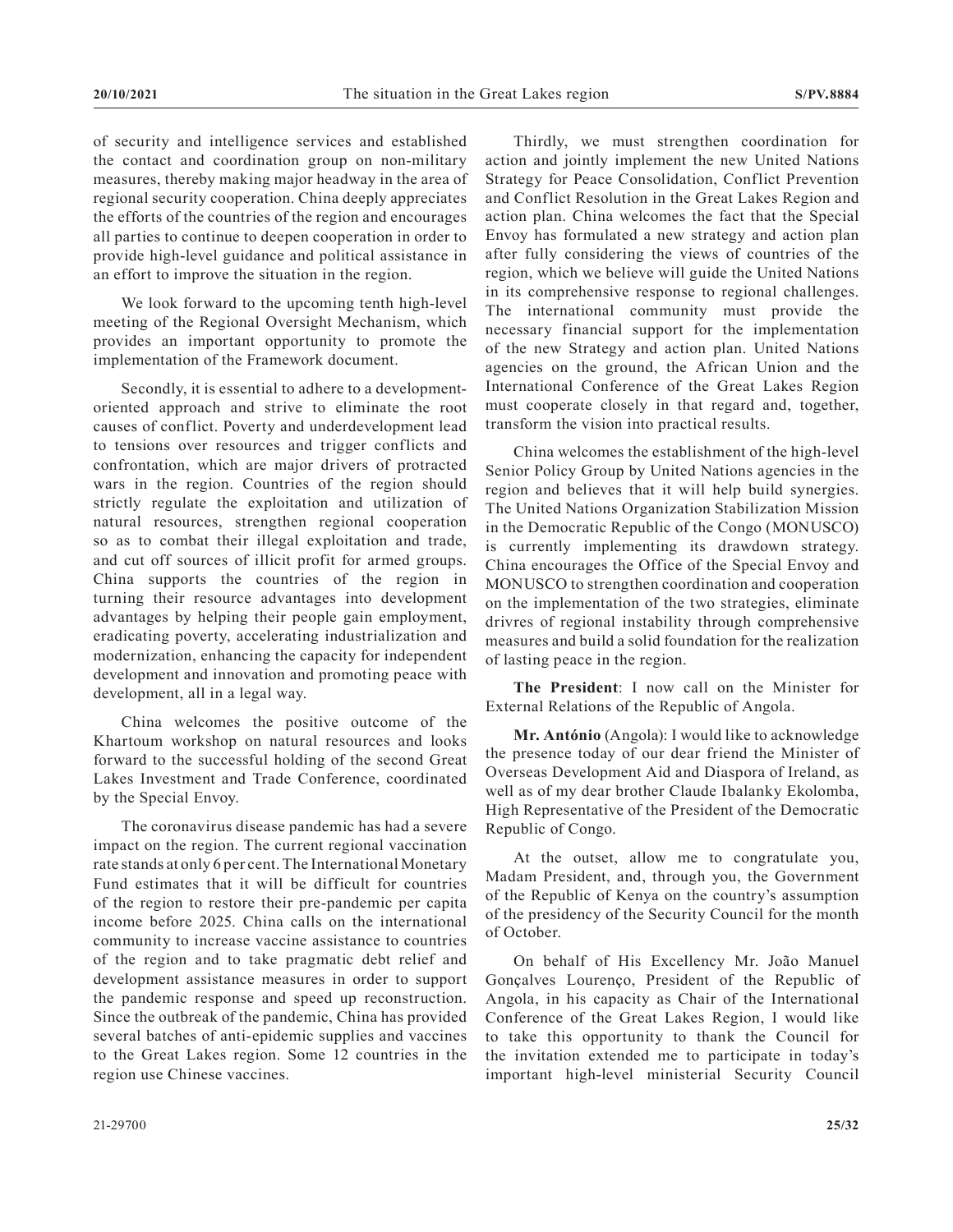of security and intelligence services and established the contact and coordination group on non-military measures, thereby making major headway in the area of regional security cooperation. China deeply appreciates the efforts of the countries of the region and encourages all parties to continue to deepen cooperation in order to provide high-level guidance and political assistance in an effort to improve the situation in the region.

We look forward to the upcoming tenth high-level meeting of the Regional Oversight Mechanism, which provides an important opportunity to promote the implementation of the Framework document.

Secondly, it is essential to adhere to a development-oriented approach and strive to eliminate the root causes of conflict. Poverty and underdevelopment lead to tensions over resources and trigger conflicts and confrontation, which are major drivers of protracted wars in the region. Countries of the region should strictly regulate the exploitation and utilization of natural resources, strengthen regional cooperation so as to combat their illegal exploitation and trade, and cut off sources of illicit profit for armed groups. China supports the countries of the region in turning their resource advantages into development advantages by helping their people gain employment, eradicating poverty, accelerating industrialization and modernization, enhancing the capacity for independent development and innovation and promoting peace with development, all in a legal way.

China welcomes the positive outcome of the Khartoum workshop on natural resources and looks forward to the successful holding of the second Great Lakes Investment and Trade Conference, coordinated by the Special Envoy.

The coronavirus disease pandemic has had a severe impact on the region. The current regional vaccination rate stands at only 6 per cent. The International Monetary Fund estimates that it will be difficult for countries of the region to restore their pre-pandemic per capita income before 2025. China calls on the international community to increase vaccine assistance to countries of the region and to take pragmatic debt relief and development assistance measures in order to support the pandemic response and speed up reconstruction. Since the outbreak of the pandemic, China has provided several batches of anti-epidemic supplies and vaccines to the Great Lakes region. Some 12 countries in the region use Chinese vaccines.

Thirdly, we must strengthen coordination for action and jointly implement the new United Nations Strategy for Peace Consolidation, Conflict Prevention and Conflict Resolution in the Great Lakes Region and action plan. China welcomes the fact that the Special Envoy has formulated a new strategy and action plan after fully considering the views of countries of the region, which we believe will guide the United Nations in its comprehensive response to regional challenges. The international community must provide the necessary financial support for the implementation of the new Strategy and action plan. United Nations agencies on the ground, the African Union and the International Conference of the Great Lakes Region must cooperate closely in that regard and, together, transform the vision into practical results.

China welcomes the establishment of the high-level Senior Policy Group by United Nations agencies in the region and believes that it will help build synergies. The United Nations Organization Stabilization Mission in the Democratic Republic of the Congo (MONUSCO) is currently implementing its drawdown strategy. China encourages the Office of the Special Envoy and MONUSCO to strengthen coordination and cooperation on the implementation of the two strategies, eliminate drivres of regional instability through comprehensive measures and build a solid foundation for the realization of lasting peace in the region.

**The President**: I now call on the Minister for External Relations of the Republic of Angola.

**Mr. António** (Angola): I would like to acknowledge the presence today of our dear friend the Minister of Overseas Development Aid and Diaspora of Ireland, as well as of my dear brother Claude Ibalanky Ekolomba, High Representative of the President of the Democratic Republic of Congo.

At the outset, allow me to congratulate you, Madam President, and, through you, the Government of the Republic of Kenya on the country's assumption of the presidency of the Security Council for the month of October.

On behalf of His Excellency Mr. João Manuel Gonçalves Lourenço, President of the Republic of Angola, in his capacity as Chair of the International Conference of the Great Lakes Region, I would like to take this opportunity to thank the Council for the invitation extended me to participate in today's important high-level ministerial Security Council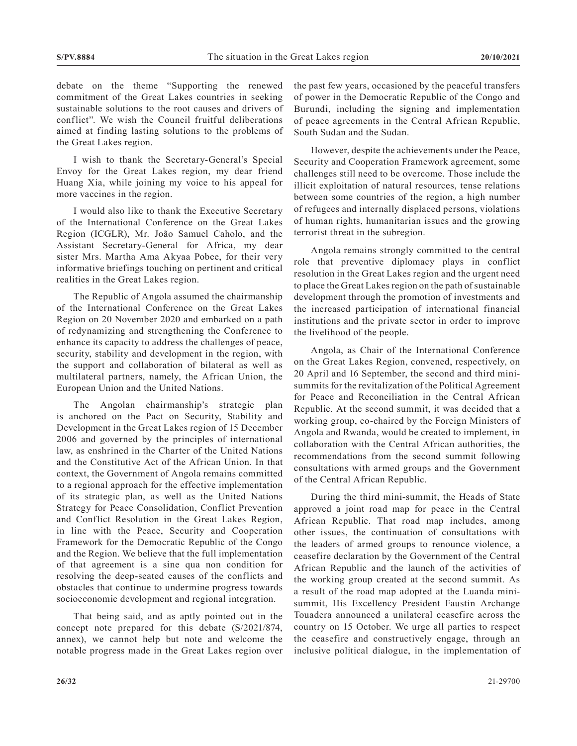debate on the theme “Supporting the renewed commitment of the Great Lakes countries in seeking sustainable solutions to the root causes and drivers of conflict”. We wish the Council fruitful deliberations aimed at finding lasting solutions to the problems of the Great Lakes region.

I wish to thank the Secretary-General’s Special Envoy for the Great Lakes region, my dear friend Huang Xia, while joining my voice to his appeal for more vaccines in the region.

I would also like to thank the Executive Secretary of the International Conference on the Great Lakes Region (ICGLR), Mr. João Samuel Caholo, and the Assistant Secretary-General for Africa, my dear sister Mrs. Martha Ama Akyaa Pobee, for their very informative briefings touching on pertinent and critical realities in the Great Lakes region.

The Republic of Angola assumed the chairmanship of the International Conference on the Great Lakes Region on 20 November 2020 and embarked on a path of redynamizing and strengthening the Conference to enhance its capacity to address the challenges of peace, security, stability and development in the region, with the support and collaboration of bilateral as well as multilateral partners, namely, the African Union, the European Union and the United Nations.

The Angolan chairmanship’s strategic plan is anchored on the Pact on Security, Stability and Development in the Great Lakes region of 15 December 2006 and governed by the principles of international law, as enshrined in the Charter of the United Nations and the Constitutive Act of the African Union. In that context, the Government of Angola remains committed to a regional approach for the effective implementation of its strategic plan, as well as the United Nations Strategy for Peace Consolidation, Conflict Prevention and Conflict Resolution in the Great Lakes Region, in line with the Peace, Security and Cooperation Framework for the Democratic Republic of the Congo and the Region. We believe that the full implementation of that agreement is a sine qua non condition for resolving the deep-seated causes of the conflicts and obstacles that continue to undermine progress towards socioeconomic development and regional integration.

That being said, and as aptly pointed out in the concept note prepared for this debate (S/2021/874, annex), we cannot help but note and welcome the notable progress made in the Great Lakes region over the past few years, occasioned by the peaceful transfers of power in the Democratic Republic of the Congo and Burundi, including the signing and implementation of peace agreements in the Central African Republic, South Sudan and the Sudan.

However, despite the achievements under the Peace, Security and Cooperation Framework agreement, some challenges still need to be overcome. Those include the illicit exploitation of natural resources, tense relations between some countries of the region, a high number of refugees and internally displaced persons, violations of human rights, humanitarian issues and the growing terrorist threat in the subregion.

Angola remains strongly committed to the central role that preventive diplomacy plays in conflict resolution in the Great Lakes region and the urgent need to place the Great Lakes region on the path of sustainable development through the promotion of investments and the increased participation of international financial institutions and the private sector in order to improve the livelihood of the people.

Angola, as Chair of the International Conference on the Great Lakes Region, convened, respectively, on 20 April and 16 September, the second and third mini-summits for the revitalization of the Political Agreement for Peace and Reconciliation in the Central African Republic. At the second summit, it was decided that a working group, co-chaired by the Foreign Ministers of Angola and Rwanda, would be created to implement, in collaboration with the Central African authorities, the recommendations from the second summit following consultations with armed groups and the Government of the Central African Republic.

During the third mini-summit, the Heads of State approved a joint road map for peace in the Central African Republic. That road map includes, among other issues, the continuation of consultations with the leaders of armed groups to renounce violence, a ceasefire declaration by the Government of the Central African Republic and the launch of the activities of the working group created at the second summit. As a result of the road map adopted at the Luanda mini-summit, His Excellency President Faustin Archange Touadera announced a unilateral ceasefire across the country on 15 October. We urge all parties to respect the ceasefire and constructively engage, through an inclusive political dialogue, in the implementation of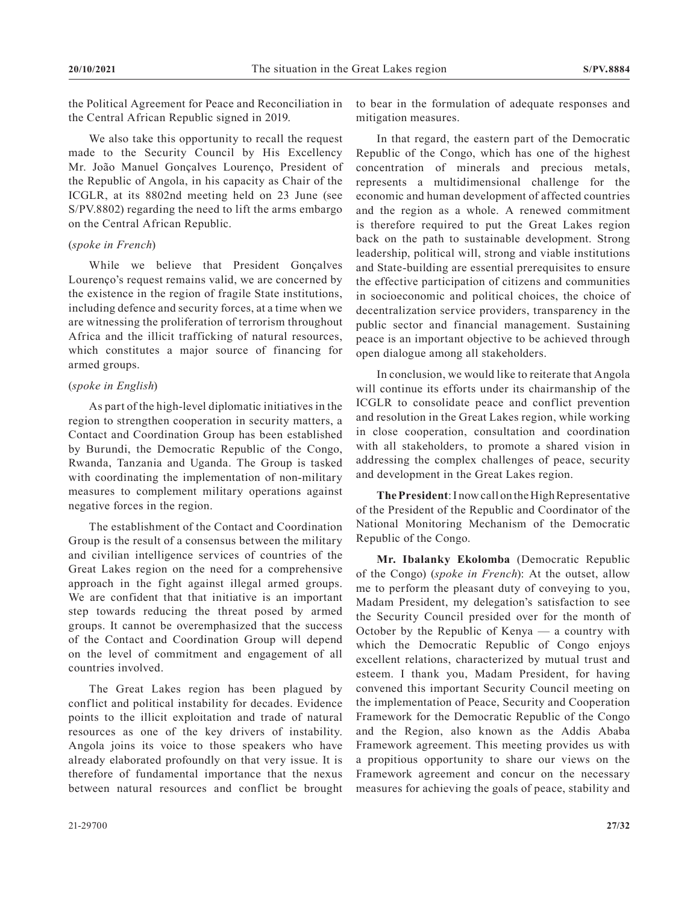the Political Agreement for Peace and Reconciliation in the Central African Republic signed in 2019.

We also take this opportunity to recall the request made to the Security Council by His Excellency Mr. João Manuel Gonçalves Lourenço, President of the Republic of Angola, in his capacity as Chair of the ICGLR, at its 8802nd meeting held on 23 June (see S/PV.8802) regarding the need to lift the arms embargo on the Central African Republic.

(*spoke in French*)

While we believe that President Gonçalves Lourenço's request remains valid, we are concerned by the existence in the region of fragile State institutions, including defence and security forces, at a time when we are witnessing the proliferation of terrorism throughout Africa and the illicit trafficking of natural resources, which constitutes a major source of financing for armed groups.

(*spoke in English*)

As part of the high-level diplomatic initiatives in the region to strengthen cooperation in security matters, a Contact and Coordination Group has been established by Burundi, the Democratic Republic of the Congo, Rwanda, Tanzania and Uganda. The Group is tasked with coordinating the implementation of non-military measures to complement military operations against negative forces in the region.

The establishment of the Contact and Coordination Group is the result of a consensus between the military and civilian intelligence services of countries of the Great Lakes region on the need for a comprehensive approach in the fight against illegal armed groups. We are confident that that initiative is an important step towards reducing the threat posed by armed groups. It cannot be overemphasized that the success of the Contact and Coordination Group will depend on the level of commitment and engagement of all countries involved.

The Great Lakes region has been plagued by conflict and political instability for decades. Evidence points to the illicit exploitation and trade of natural resources as one of the key drivers of instability. Angola joins its voice to those speakers who have already elaborated profoundly on that very issue. It is therefore of fundamental importance that the nexus between natural resources and conflict be brought to bear in the formulation of adequate responses and mitigation measures.

In that regard, the eastern part of the Democratic Republic of the Congo, which has one of the highest concentration of minerals and precious metals, represents a multidimensional challenge for the economic and human development of affected countries and the region as a whole. A renewed commitment is therefore required to put the Great Lakes region back on the path to sustainable development. Strong leadership, political will, strong and viable institutions and State-building are essential prerequisites to ensure the effective participation of citizens and communities in socioeconomic and political choices, the choice of decentralization service providers, transparency in the public sector and financial management. Sustaining peace is an important objective to be achieved through open dialogue among all stakeholders.

In conclusion, we would like to reiterate that Angola will continue its efforts under its chairmanship of the ICGLR to consolidate peace and conflict prevention and resolution in the Great Lakes region, while working in close cooperation, consultation and coordination with all stakeholders, to promote a shared vision in addressing the complex challenges of peace, security and development in the Great Lakes region.

**The President**: I now call on the High Representative of the President of the Republic and Coordinator of the National Monitoring Mechanism of the Democratic Republic of the Congo.

**Mr. Ibalanky Ekolomba** (Democratic Republic of the Congo) (*spoke in French*): At the outset, allow me to perform the pleasant duty of conveying to you, Madam President, my delegation's satisfaction to see the Security Council presided over for the month of October by the Republic of Kenya — a country with which the Democratic Republic of Congo enjoys excellent relations, characterized by mutual trust and esteem. I thank you, Madam President, for having convened this important Security Council meeting on the implementation of Peace, Security and Cooperation Framework for the Democratic Republic of the Congo and the Region, also known as the Addis Ababa Framework agreement. This meeting provides us with a propitious opportunity to share our views on the Framework agreement and concur on the necessary measures for achieving the goals of peace, stability and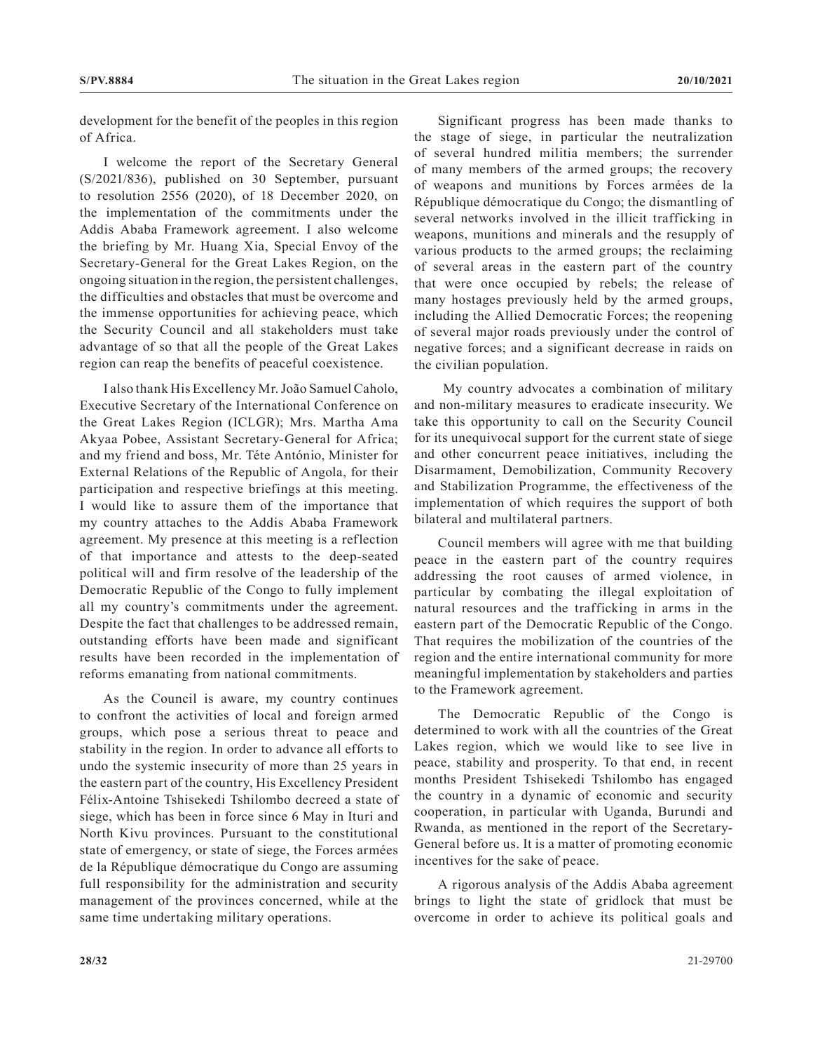development for the benefit of the peoples in this region of Africa.

I welcome the report of the Secretary General (S/2021/836), published on 30 September, pursuant to resolution 2556 (2020), of 18 December 2020, on the implementation of the commitments under the Addis Ababa Framework agreement. I also welcome the briefing by Mr. Huang Xia, Special Envoy of the Secretary-General for the Great Lakes Region, on the ongoing situation in the region, the persistent challenges, the difficulties and obstacles that must be overcome and the immense opportunities for achieving peace, which the Security Council and all stakeholders must take advantage of so that all the people of the Great Lakes region can reap the benefits of peaceful coexistence.

I also thank His Excellency Mr. João Samuel Caholo, Executive Secretary of the International Conference on the Great Lakes Region (ICLGR); Mrs. Martha Ama Akyaa Pobee, Assistant Secretary-General for Africa; and my friend and boss, Mr. Téte António, Minister for External Relations of the Republic of Angola, for their participation and respective briefings at this meeting. I would like to assure them of the importance that my country attaches to the Addis Ababa Framework agreement. My presence at this meeting is a reflection of that importance and attests to the deep-seated political will and firm resolve of the leadership of the Democratic Republic of the Congo to fully implement all my country's commitments under the agreement. Despite the fact that challenges to be addressed remain, outstanding efforts have been made and significant results have been recorded in the implementation of reforms emanating from national commitments.

As the Council is aware, my country continues to confront the activities of local and foreign armed groups, which pose a serious threat to peace and stability in the region. In order to advance all efforts to undo the systemic insecurity of more than 25 years in the eastern part of the country, His Excellency President Félix-Antoine Tshisekedi Tshilombo decreed a state of siege, which has been in force since 6 May in Ituri and North Kivu provinces. Pursuant to the constitutional state of emergency, or state of siege, the Forces armées de la République démocratique du Congo are assuming full responsibility for the administration and security management of the provinces concerned, while at the same time undertaking military operations.

Significant progress has been made thanks to the stage of siege, in particular the neutralization of several hundred militia members; the surrender of many members of the armed groups; the recovery of weapons and munitions by Forces armées de la République démocratique du Congo; the dismantling of several networks involved in the illicit trafficking in weapons, munitions and minerals and the resupply of various products to the armed groups; the reclaiming of several areas in the eastern part of the country that were once occupied by rebels; the release of many hostages previously held by the armed groups, including the Allied Democratic Forces; the reopening of several major roads previously under the control of negative forces; and a significant decrease in raids on the civilian population.

My country advocates a combination of military and non-military measures to eradicate insecurity. We take this opportunity to call on the Security Council for its unequivocal support for the current state of siege and other concurrent peace initiatives, including the Disarmament, Demobilization, Community Recovery and Stabilization Programme, the effectiveness of the implementation of which requires the support of both bilateral and multilateral partners.

Council members will agree with me that building peace in the eastern part of the country requires addressing the root causes of armed violence, in particular by combating the illegal exploitation of natural resources and the trafficking in arms in the eastern part of the Democratic Republic of the Congo. That requires the mobilization of the countries of the region and the entire international community for more meaningful implementation by stakeholders and parties to the Framework agreement.

The Democratic Republic of the Congo is determined to work with all the countries of the Great Lakes region, which we would like to see live in peace, stability and prosperity. To that end, in recent months President Tshisekedi Tshilombo has engaged the country in a dynamic of economic and security cooperation, in particular with Uganda, Burundi and Rwanda, as mentioned in the report of the Secretary-General before us. It is a matter of promoting economic incentives for the sake of peace.

A rigorous analysis of the Addis Ababa agreement brings to light the state of gridlock that must be overcome in order to achieve its political goals and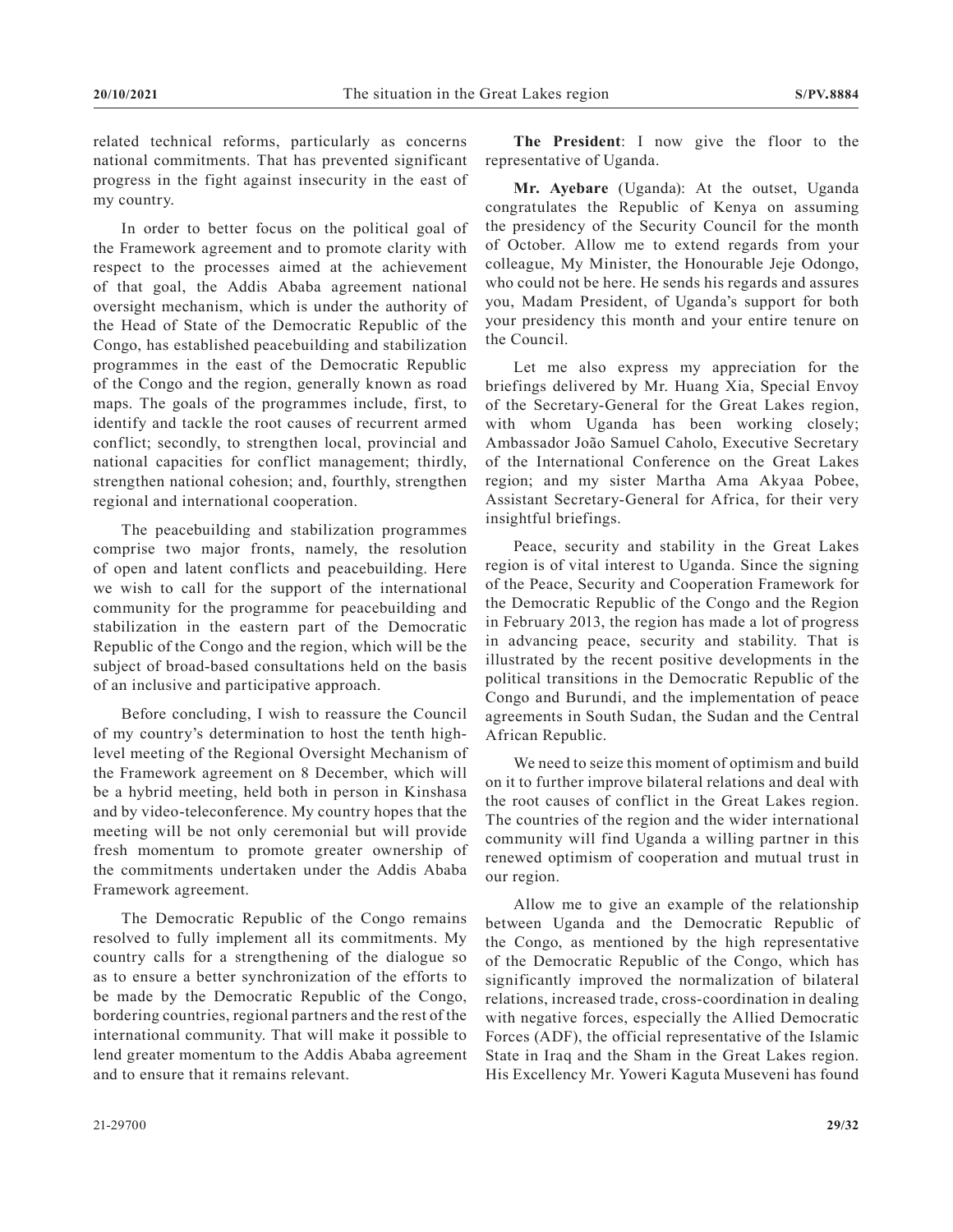related technical reforms, particularly as concerns national commitments. That has prevented significant progress in the fight against insecurity in the east of my country.

In order to better focus on the political goal of the Framework agreement and to promote clarity with respect to the processes aimed at the achievement of that goal, the Addis Ababa agreement national oversight mechanism, which is under the authority of the Head of State of the Democratic Republic of the Congo, has established peacebuilding and stabilization programmes in the east of the Democratic Republic of the Congo and the region, generally known as road maps. The goals of the programmes include, first, to identify and tackle the root causes of recurrent armed conflict; secondly, to strengthen local, provincial and national capacities for conflict management; thirdly, strengthen national cohesion; and, fourthly, strengthen regional and international cooperation.

The peacebuilding and stabilization programmes comprise two major fronts, namely, the resolution of open and latent conflicts and peacebuilding. Here we wish to call for the support of the international community for the programme for peacebuilding and stabilization in the eastern part of the Democratic Republic of the Congo and the region, which will be the subject of broad-based consultations held on the basis of an inclusive and participative approach.

Before concluding, I wish to reassure the Council of my country's determination to host the tenth high-level meeting of the Regional Oversight Mechanism of the Framework agreement on 8 December, which will be a hybrid meeting, held both in person in Kinshasa and by video-teleconference. My country hopes that the meeting will be not only ceremonial but will provide fresh momentum to promote greater ownership of the commitments undertaken under the Addis Ababa Framework agreement.

The Democratic Republic of the Congo remains resolved to fully implement all its commitments. My country calls for a strengthening of the dialogue so as to ensure a better synchronization of the efforts to be made by the Democratic Republic of the Congo, bordering countries, regional partners and the rest of the international community. That will make it possible to lend greater momentum to the Addis Ababa agreement and to ensure that it remains relevant.

**The President**: I now give the floor to the representative of Uganda.

**Mr. Ayebare** (Uganda): At the outset, Uganda congratulates the Republic of Kenya on assuming the presidency of the Security Council for the month of October. Allow me to extend regards from your colleague, My Minister, the Honourable Jeje Odongo, who could not be here. He sends his regards and assures you, Madam President, of Uganda's support for both your presidency this month and your entire tenure on the Council.

Let me also express my appreciation for the briefings delivered by Mr. Huang Xia, Special Envoy of the Secretary-General for the Great Lakes region, with whom Uganda has been working closely; Ambassador João Samuel Caholo, Executive Secretary of the International Conference on the Great Lakes region; and my sister Martha Ama Akyaa Pobee, Assistant Secretary-General for Africa, for their very insightful briefings.

Peace, security and stability in the Great Lakes region is of vital interest to Uganda. Since the signing of the Peace, Security and Cooperation Framework for the Democratic Republic of the Congo and the Region in February 2013, the region has made a lot of progress in advancing peace, security and stability. That is illustrated by the recent positive developments in the political transitions in the Democratic Republic of the Congo and Burundi, and the implementation of peace agreements in South Sudan, the Sudan and the Central African Republic.

We need to seize this moment of optimism and build on it to further improve bilateral relations and deal with the root causes of conflict in the Great Lakes region. The countries of the region and the wider international community will find Uganda a willing partner in this renewed optimism of cooperation and mutual trust in our region.

Allow me to give an example of the relationship between Uganda and the Democratic Republic of the Congo, as mentioned by the high representative of the Democratic Republic of the Congo, which has significantly improved the normalization of bilateral relations, increased trade, cross-coordination in dealing with negative forces, especially the Allied Democratic Forces (ADF), the official representative of the Islamic State in Iraq and the Sham in the Great Lakes region. His Excellency Mr. Yoweri Kaguta Museveni has found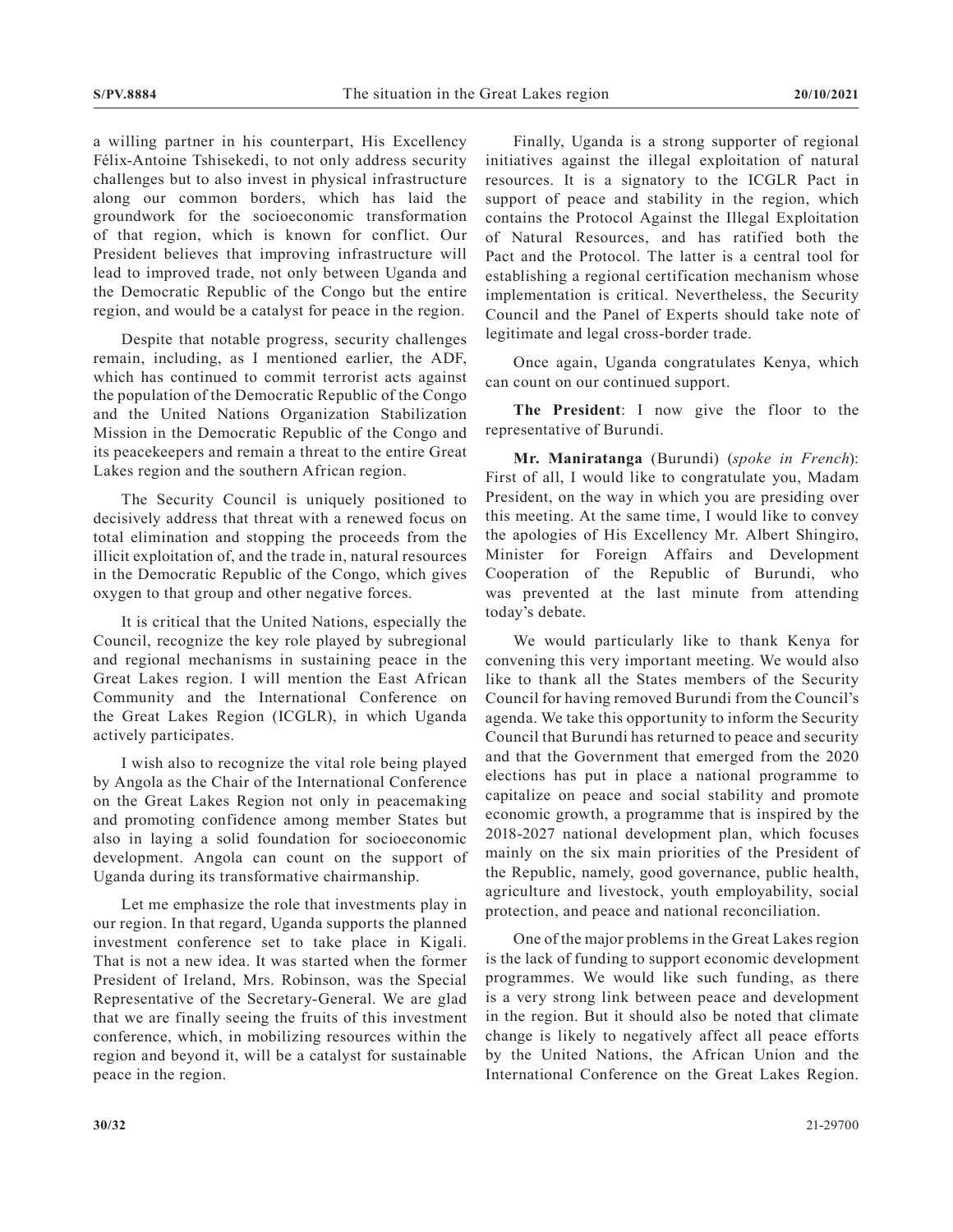a willing partner in his counterpart, His Excellency Félix-Antoine Tshisekedi, to not only address security challenges but to also invest in physical infrastructure along our common borders, which has laid the groundwork for the socioeconomic transformation of that region, which is known for conflict. Our President believes that improving infrastructure will lead to improved trade, not only between Uganda and the Democratic Republic of the Congo but the entire region, and would be a catalyst for peace in the region.

Despite that notable progress, security challenges remain, including, as I mentioned earlier, the ADF, which has continued to commit terrorist acts against the population of the Democratic Republic of the Congo and the United Nations Organization Stabilization Mission in the Democratic Republic of the Congo and its peacekeepers and remain a threat to the entire Great Lakes region and the southern African region.

The Security Council is uniquely positioned to decisively address that threat with a renewed focus on total elimination and stopping the proceeds from the illicit exploitation of, and the trade in, natural resources in the Democratic Republic of the Congo, which gives oxygen to that group and other negative forces.

It is critical that the United Nations, especially the Council, recognize the key role played by subregional and regional mechanisms in sustaining peace in the Great Lakes region. I will mention the East African Community and the International Conference on the Great Lakes Region (ICGLR), in which Uganda actively participates.

I wish also to recognize the vital role being played by Angola as the Chair of the International Conference on the Great Lakes Region not only in peacemaking and promoting confidence among member States but also in laying a solid foundation for socioeconomic development. Angola can count on the support of Uganda during its transformative chairmanship.

Let me emphasize the role that investments play in our region. In that regard, Uganda supports the planned investment conference set to take place in Kigali. That is not a new idea. It was started when the former President of Ireland, Mrs. Robinson, was the Special Representative of the Secretary-General. We are glad that we are finally seeing the fruits of this investment conference, which, in mobilizing resources within the region and beyond it, will be a catalyst for sustainable peace in the region.

Finally, Uganda is a strong supporter of regional initiatives against the illegal exploitation of natural resources. It is a signatory to the ICGLR Pact in support of peace and stability in the region, which contains the Protocol Against the Illegal Exploitation of Natural Resources, and has ratified both the Pact and the Protocol. The latter is a central tool for establishing a regional certification mechanism whose implementation is critical. Nevertheless, the Security Council and the Panel of Experts should take note of legitimate and legal cross-border trade.

Once again, Uganda congratulates Kenya, which can count on our continued support.

**The President**: I now give the floor to the representative of Burundi.

**Mr. Maniratanga** (Burundi) (*spoke in French*): First of all, I would like to congratulate you, Madam President, on the way in which you are presiding over this meeting. At the same time, I would like to convey the apologies of His Excellency Mr. Albert Shingiro, Minister for Foreign Affairs and Development Cooperation of the Republic of Burundi, who was prevented at the last minute from attending today's debate.

We would particularly like to thank Kenya for convening this very important meeting. We would also like to thank all the States members of the Security Council for having removed Burundi from the Council's agenda. We take this opportunity to inform the Security Council that Burundi has returned to peace and security and that the Government that emerged from the 2020 elections has put in place a national programme to capitalize on peace and social stability and promote economic growth, a programme that is inspired by the 2018-2027 national development plan, which focuses mainly on the six main priorities of the President of the Republic, namely, good governance, public health, agriculture and livestock, youth employability, social protection, and peace and national reconciliation.

One of the major problems in the Great Lakes region is the lack of funding to support economic development programmes. We would like such funding, as there is a very strong link between peace and development in the region. But it should also be noted that climate change is likely to negatively affect all peace efforts by the United Nations, the African Union and the International Conference on the Great Lakes Region.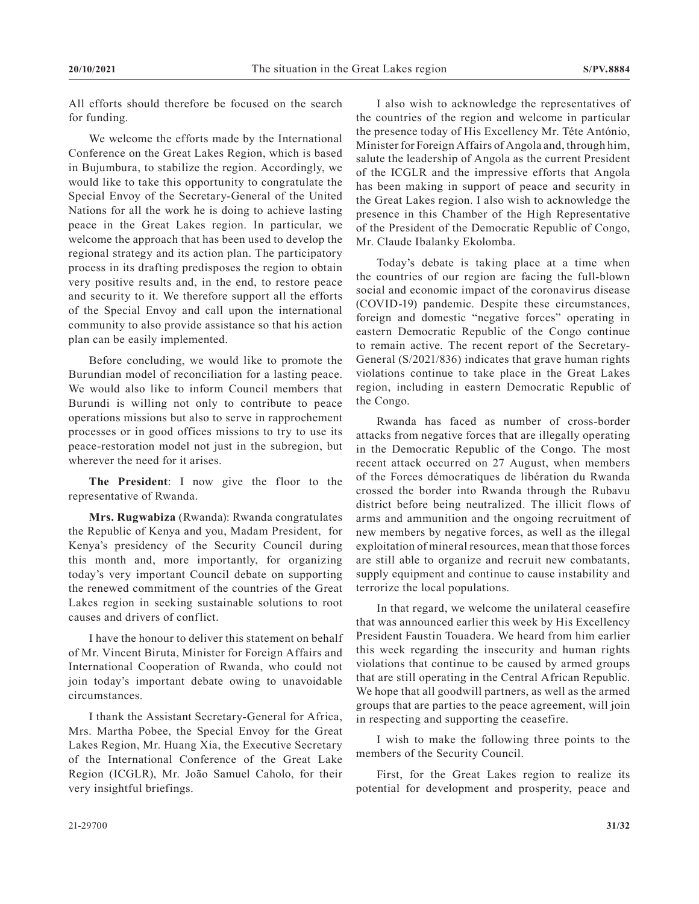All efforts should therefore be focused on the search for funding.

We welcome the efforts made by the International Conference on the Great Lakes Region, which is based in Bujumbura, to stabilize the region. Accordingly, we would like to take this opportunity to congratulate the Special Envoy of the Secretary-General of the United Nations for all the work he is doing to achieve lasting peace in the Great Lakes region. In particular, we welcome the approach that has been used to develop the regional strategy and its action plan. The participatory process in its drafting predisposes the region to obtain very positive results and, in the end, to restore peace and security to it. We therefore support all the efforts of the Special Envoy and call upon the international community to also provide assistance so that his action plan can be easily implemented.

Before concluding, we would like to promote the Burundian model of reconciliation for a lasting peace. We would also like to inform Council members that Burundi is willing not only to contribute to peace operations missions but also to serve in rapprochement processes or in good offices missions to try to use its peace-restoration model not just in the subregion, but wherever the need for it arises.

**The President**: I now give the floor to the representative of Rwanda.

**Mrs. Rugwabiza** (Rwanda): Rwanda congratulates the Republic of Kenya and you, Madam President, for Kenya's presidency of the Security Council during this month and, more importantly, for organizing today's very important Council debate on supporting the renewed commitment of the countries of the Great Lakes region in seeking sustainable solutions to root causes and drivers of conflict.

I have the honour to deliver this statement on behalf of Mr. Vincent Biruta, Minister for Foreign Affairs and International Cooperation of Rwanda, who could not join today's important debate owing to unavoidable circumstances.

I thank the Assistant Secretary-General for Africa, Mrs. Martha Pobee, the Special Envoy for the Great Lakes Region, Mr. Huang Xia, the Executive Secretary of the International Conference of the Great Lake Region (ICGLR), Mr. João Samuel Caholo, for their very insightful briefings.

I also wish to acknowledge the representatives of the countries of the region and welcome in particular the presence today of His Excellency Mr. Téte António, Minister for Foreign Affairs of Angola and, through him, salute the leadership of Angola as the current President of the ICGLR and the impressive efforts that Angola has been making in support of peace and security in the Great Lakes region. I also wish to acknowledge the presence in this Chamber of the High Representative of the President of the Democratic Republic of Congo, Mr. Claude Ibalanky Ekolomba.

Today's debate is taking place at a time when the countries of our region are facing the full-blown social and economic impact of the coronavirus disease (COVID-19) pandemic. Despite these circumstances, foreign and domestic "negative forces" operating in eastern Democratic Republic of the Congo continue to remain active. The recent report of the Secretary-General (S/2021/836) indicates that grave human rights violations continue to take place in the Great Lakes region, including in eastern Democratic Republic of the Congo.

Rwanda has faced as number of cross-border attacks from negative forces that are illegally operating in the Democratic Republic of the Congo. The most recent attack occurred on 27 August, when members of the Forces démocratiques de libération du Rwanda crossed the border into Rwanda through the Rubavu district before being neutralized. The illicit flows of arms and ammunition and the ongoing recruitment of new members by negative forces, as well as the illegal exploitation of mineral resources, mean that those forces are still able to organize and recruit new combatants, supply equipment and continue to cause instability and terrorize the local populations.

In that regard, we welcome the unilateral ceasefire that was announced earlier this week by His Excellency President Faustin Touadera. We heard from him earlier this week regarding the insecurity and human rights violations that continue to be caused by armed groups that are still operating in the Central African Republic. We hope that all goodwill partners, as well as the armed groups that are parties to the peace agreement, will join in respecting and supporting the ceasefire.

I wish to make the following three points to the members of the Security Council.

First, for the Great Lakes region to realize its potential for development and prosperity, peace and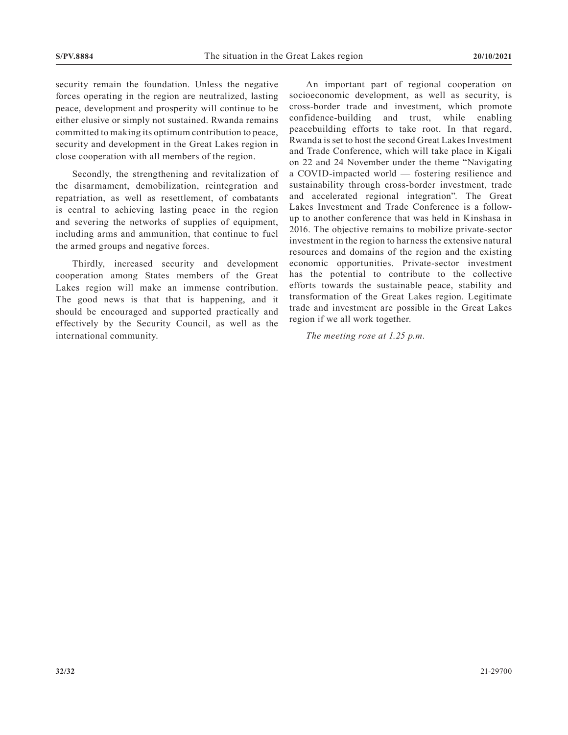security remain the foundation. Unless the negative forces operating in the region are neutralized, lasting peace, development and prosperity will continue to be either elusive or simply not sustained. Rwanda remains committed to making its optimum contribution to peace, security and development in the Great Lakes region in close cooperation with all members of the region.

Secondly, the strengthening and revitalization of the disarmament, demobilization, reintegration and repatriation, as well as resettlement, of combatants is central to achieving lasting peace in the region and severing the networks of supplies of equipment, including arms and ammunition, that continue to fuel the armed groups and negative forces.

Thirdly, increased security and development cooperation among States members of the Great Lakes region will make an immense contribution. The good news is that that is happening, and it should be encouraged and supported practically and effectively by the Security Council, as well as the international community.

An important part of regional cooperation on socioeconomic development, as well as security, is cross-border trade and investment, which promote confidence-building and trust, while enabling peacebuilding efforts to take root. In that regard, Rwanda is set to host the second Great Lakes Investment and Trade Conference, which will take place in Kigali on 22 and 24 November under the theme "Navigating a COVID-impacted world — fostering resilience and sustainability through cross-border investment, trade and accelerated regional integration". The Great Lakes Investment and Trade Conference is a follow-up to another conference that was held in Kinshasa in 2016. The objective remains to mobilize private-sector investment in the region to harness the extensive natural resources and domains of the region and the existing economic opportunities. Private-sector investment has the potential to contribute to the collective efforts towards the sustainable peace, stability and transformation of the Great Lakes region. Legitimate trade and investment are possible in the Great Lakes region if we all work together.

*The meeting rose at 1.25 p.m.*